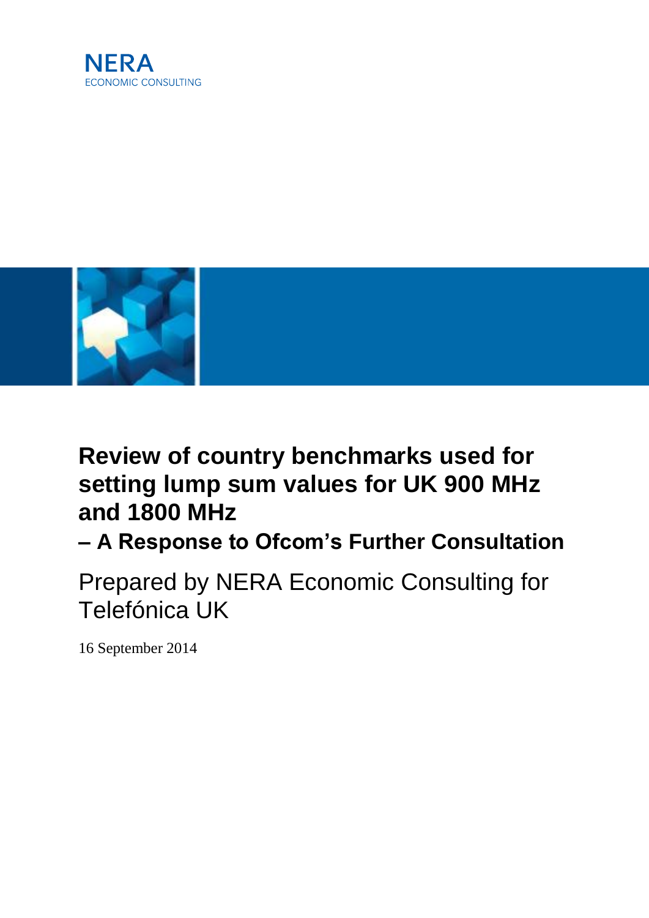NERA

ECONOMIC CONSULTING

# Review of country benchmarks used for setting lump sum values for UK 900 MHz and 1800 MHz

## – A Response to Ofcom's Further Consultation

Prepared by NERA Economic Consulting for Telefónica UK

16 September 2014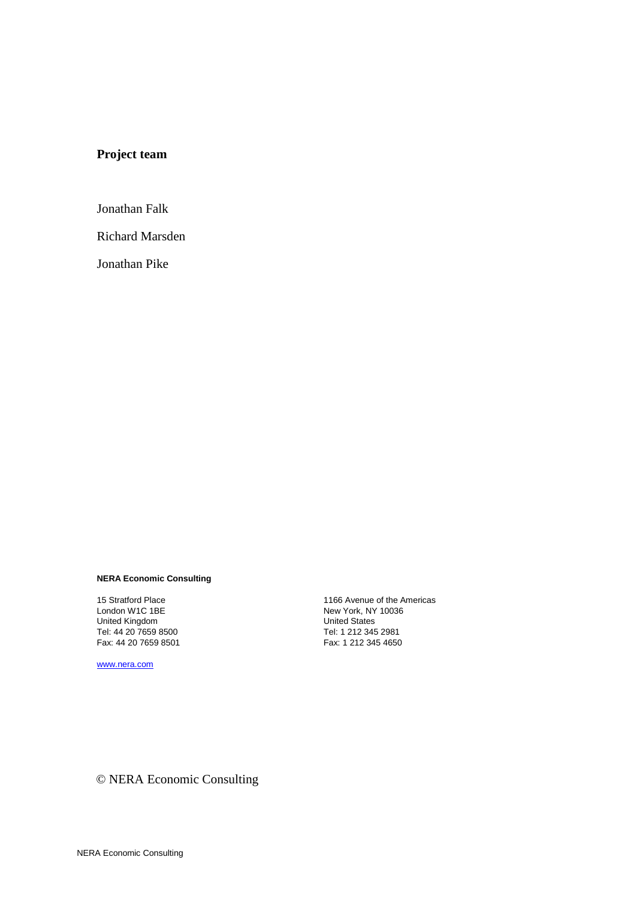**Project team**

Jonathan Falk

Richard Marsden

Jonathan Pike

**NERA Economic Consulting**

15 Stratford Place
London W1C 1BE
United Kingdom
Tel: 44 20 7659 8500
Fax: 44 20 7659 8501

1166 Avenue of the Americas
New York, NY 10036
United States
Tel: 1 212 345 2981
Fax: 1 212 345 4650

www.nera.com

© NERA Economic Consulting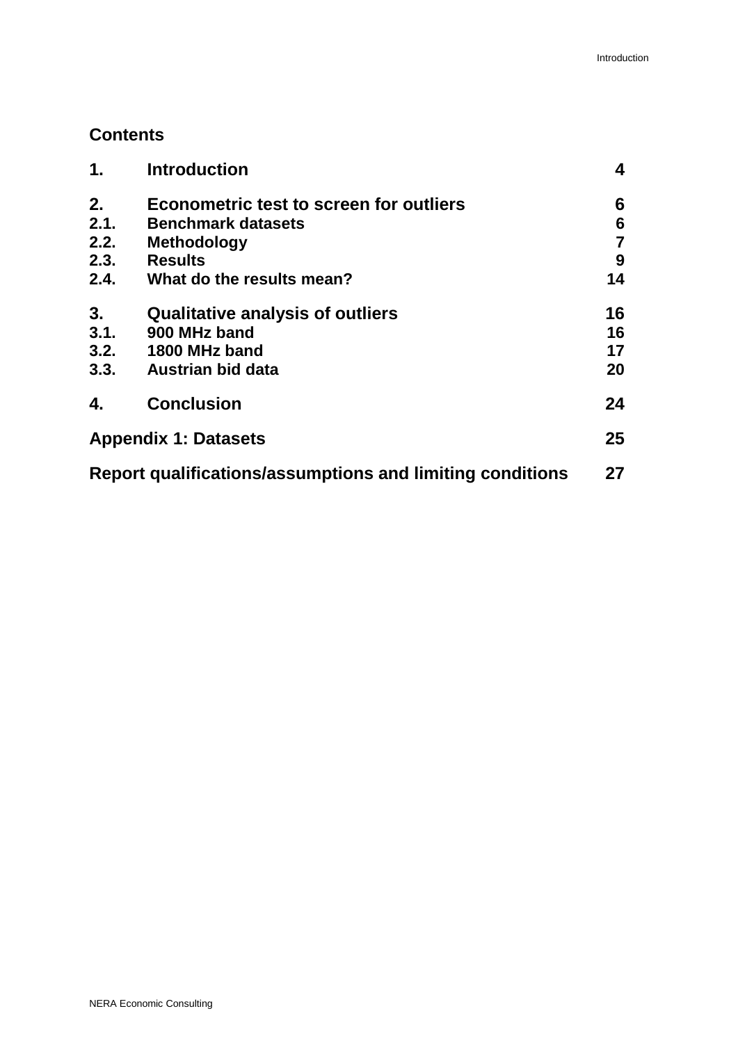# Contents

| | | |
|---|---|---|
| **1.** | **Introduction** | **4** |
| **2.** | **Econometric test to screen for outliers** | **6** |
| **2.1.** | **Benchmark datasets** | **6** |
| **2.2.** | **Methodology** | **7** |
| **2.3.** | **Results** | **9** |
| **2.4.** | **What do the results mean?** | **14** |
| **3.** | **Qualitative analysis of outliers** | **16** |
| **3.1.** | **900 MHz band** | **16** |
| **3.2.** | **1800 MHz band** | **17** |
| **3.3.** | **Austrian bid data** | **20** |
| **4.** | **Conclusion** | **24** |
| **Appendix 1: Datasets** | | **25** |
| **Report qualifications/assumptions and limiting conditions** | | **27** |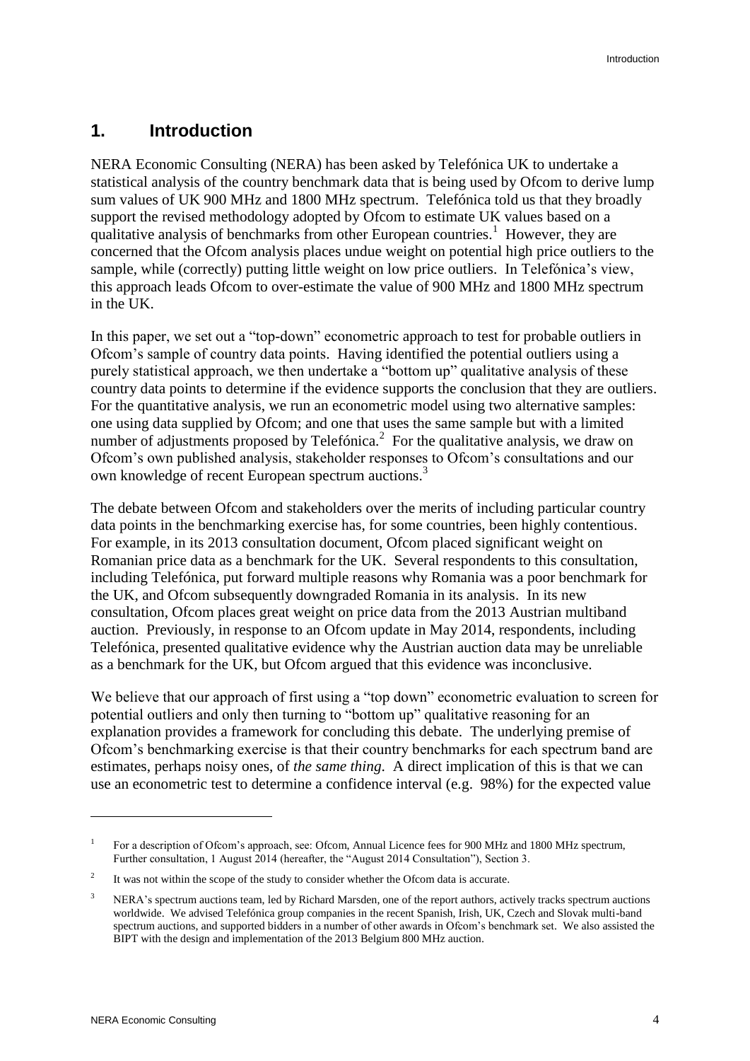# 1. Introduction

NERA Economic Consulting (NERA) has been asked by Telefónica UK to undertake a statistical analysis of the country benchmark data that is being used by Ofcom to derive lump sum values of UK 900 MHz and 1800 MHz spectrum. Telefónica told us that they broadly support the revised methodology adopted by Ofcom to estimate UK values based on a qualitative analysis of benchmarks from other European countries.[1] However, they are concerned that the Ofcom analysis places undue weight on potential high price outliers to the sample, while (correctly) putting little weight on low price outliers. In Telefónica's view, this approach leads Ofcom to over-estimate the value of 900 MHz and 1800 MHz spectrum in the UK.

In this paper, we set out a "top-down" econometric approach to test for probable outliers in Ofcom's sample of country data points. Having identified the potential outliers using a purely statistical approach, we then undertake a "bottom up" qualitative analysis of these country data points to determine if the evidence supports the conclusion that they are outliers. For the quantitative analysis, we run an econometric model using two alternative samples: one using data supplied by Ofcom; and one that uses the same sample but with a limited number of adjustments proposed by Telefónica.[2] For the qualitative analysis, we draw on Ofcom's own published analysis, stakeholder responses to Ofcom's consultations and our own knowledge of recent European spectrum auctions.[3]

The debate between Ofcom and stakeholders over the merits of including particular country data points in the benchmarking exercise has, for some countries, been highly contentious. For example, in its 2013 consultation document, Ofcom placed significant weight on Romanian price data as a benchmark for the UK. Several respondents to this consultation, including Telefónica, put forward multiple reasons why Romania was a poor benchmark for the UK, and Ofcom subsequently downgraded Romania in its analysis. In its new consultation, Ofcom places great weight on price data from the 2013 Austrian multiband auction. Previously, in response to an Ofcom update in May 2014, respondents, including Telefónica, presented qualitative evidence why the Austrian auction data may be unreliable as a benchmark for the UK, but Ofcom argued that this evidence was inconclusive.

We believe that our approach of first using a "top down" econometric evaluation to screen for potential outliers and only then turning to "bottom up" qualitative reasoning for an explanation provides a framework for concluding this debate. The underlying premise of Ofcom's benchmarking exercise is that their country benchmarks for each spectrum band are estimates, perhaps noisy ones, of *the same thing*. A direct implication of this is that we can use an econometric test to determine a confidence interval (e.g. 98%) for the expected value

---

[1] For a description of Ofcom's approach, see: Ofcom, Annual Licence fees for 900 MHz and 1800 MHz spectrum, Further consultation, 1 August 2014 (hereafter, the "August 2014 Consultation"), Section 3.

[2] It was not within the scope of the study to consider whether the Ofcom data is accurate.

[3] NERA's spectrum auctions team, led by Richard Marsden, one of the report authors, actively tracks spectrum auctions worldwide. We advised Telefónica group companies in the recent Spanish, Irish, UK, Czech and Slovak multi-band spectrum auctions, and supported bidders in a number of other awards in Ofcom's benchmark set. We also assisted the BIPT with the design and implementation of the 2013 Belgium 800 MHz auction.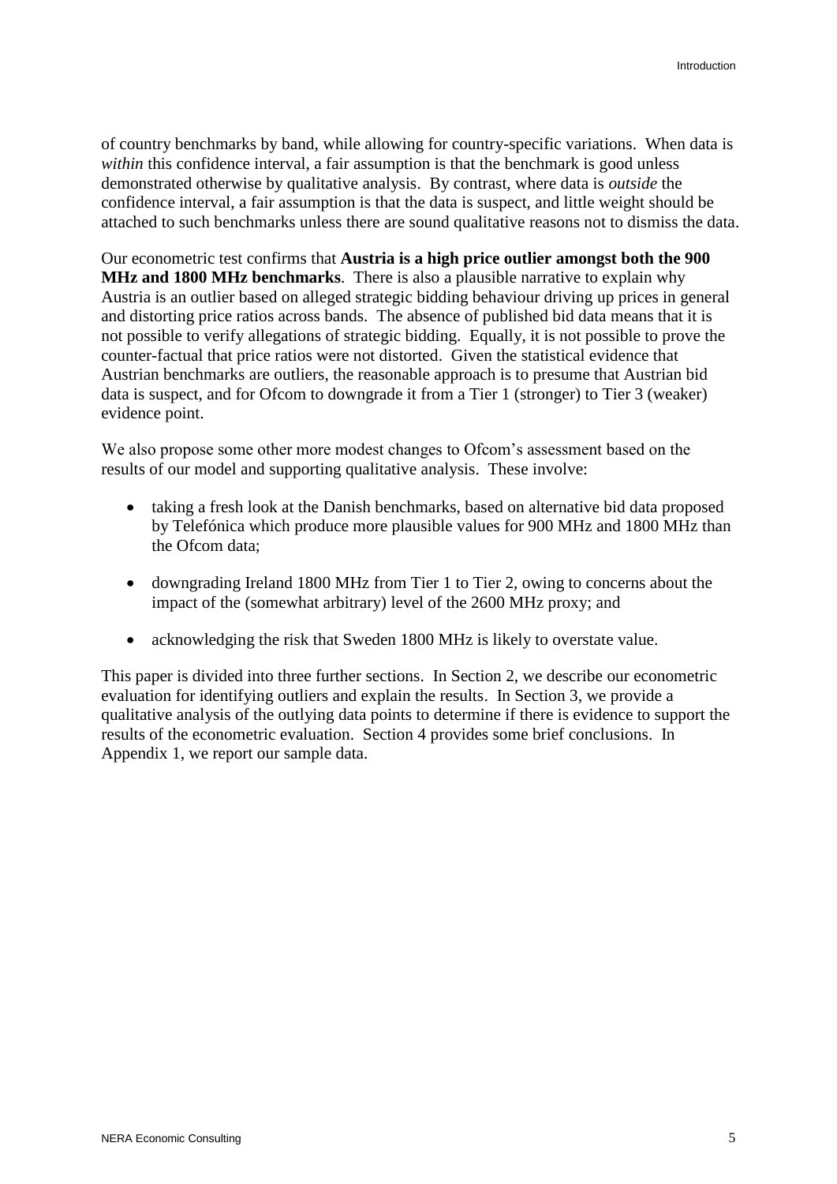of country benchmarks by band, while allowing for country-specific variations. When data is *within* this confidence interval, a fair assumption is that the benchmark is good unless demonstrated otherwise by qualitative analysis. By contrast, where data is *outside* the confidence interval, a fair assumption is that the data is suspect, and little weight should be attached to such benchmarks unless there are sound qualitative reasons not to dismiss the data.

Our econometric test confirms that **Austria is a high price outlier amongst both the 900 MHz and 1800 MHz benchmarks**. There is also a plausible narrative to explain why Austria is an outlier based on alleged strategic bidding behaviour driving up prices in general and distorting price ratios across bands. The absence of published bid data means that it is not possible to verify allegations of strategic bidding. Equally, it is not possible to prove the counter-factual that price ratios were not distorted. Given the statistical evidence that Austrian benchmarks are outliers, the reasonable approach is to presume that Austrian bid data is suspect, and for Ofcom to downgrade it from a Tier 1 (stronger) to Tier 3 (weaker) evidence point.

We also propose some other more modest changes to Ofcom's assessment based on the results of our model and supporting qualitative analysis. These involve:

- taking a fresh look at the Danish benchmarks, based on alternative bid data proposed by Telefónica which produce more plausible values for 900 MHz and 1800 MHz than the Ofcom data;
- downgrading Ireland 1800 MHz from Tier 1 to Tier 2, owing to concerns about the impact of the (somewhat arbitrary) level of the 2600 MHz proxy; and
- acknowledging the risk that Sweden 1800 MHz is likely to overstate value.

This paper is divided into three further sections. In Section 2, we describe our econometric evaluation for identifying outliers and explain the results. In Section 3, we provide a qualitative analysis of the outlying data points to determine if there is evidence to support the results of the econometric evaluation. Section 4 provides some brief conclusions. In Appendix 1, we report our sample data.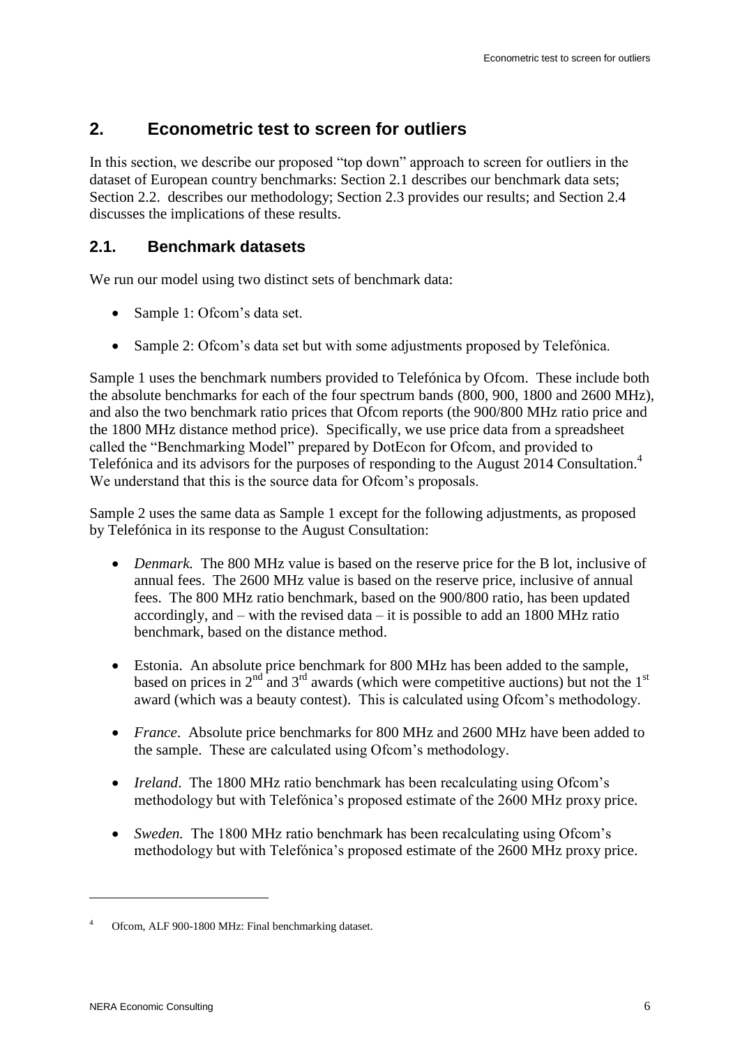## 2. Econometric test to screen for outliers

In this section, we describe our proposed "top down" approach to screen for outliers in the dataset of European country benchmarks: Section 2.1 describes our benchmark data sets; Section 2.2. describes our methodology; Section 2.3 provides our results; and Section 2.4 discusses the implications of these results.

### 2.1. Benchmark datasets

We run our model using two distinct sets of benchmark data:

- Sample 1: Ofcom's data set.
- Sample 2: Ofcom's data set but with some adjustments proposed by Telefónica.

Sample 1 uses the benchmark numbers provided to Telefónica by Ofcom. These include both the absolute benchmarks for each of the four spectrum bands (800, 900, 1800 and 2600 MHz), and also the two benchmark ratio prices that Ofcom reports (the 900/800 MHz ratio price and the 1800 MHz distance method price). Specifically, we use price data from a spreadsheet called the "Benchmarking Model" prepared by DotEcon for Ofcom, and provided to Telefónica and its advisors for the purposes of responding to the August 2014 Consultation.[4] We understand that this is the source data for Ofcom's proposals.

Sample 2 uses the same data as Sample 1 except for the following adjustments, as proposed by Telefónica in its response to the August Consultation:

- *Denmark.* The 800 MHz value is based on the reserve price for the B lot, inclusive of annual fees. The 2600 MHz value is based on the reserve price, inclusive of annual fees. The 800 MHz ratio benchmark, based on the 900/800 ratio, has been updated accordingly, and – with the revised data – it is possible to add an 1800 MHz ratio benchmark, based on the distance method.
- Estonia. An absolute price benchmark for 800 MHz has been added to the sample, based on prices in 2[nd] and 3[rd] awards (which were competitive auctions) but not the 1[st] award (which was a beauty contest). This is calculated using Ofcom's methodology.
- *France*. Absolute price benchmarks for 800 MHz and 2600 MHz have been added to the sample. These are calculated using Ofcom's methodology.
- *Ireland*. The 1800 MHz ratio benchmark has been recalculating using Ofcom's methodology but with Telefónica's proposed estimate of the 2600 MHz proxy price.
- *Sweden.* The 1800 MHz ratio benchmark has been recalculating using Ofcom's methodology but with Telefónica's proposed estimate of the 2600 MHz proxy price.

---

[4] Ofcom, ALF 900-1800 MHz: Final benchmarking dataset.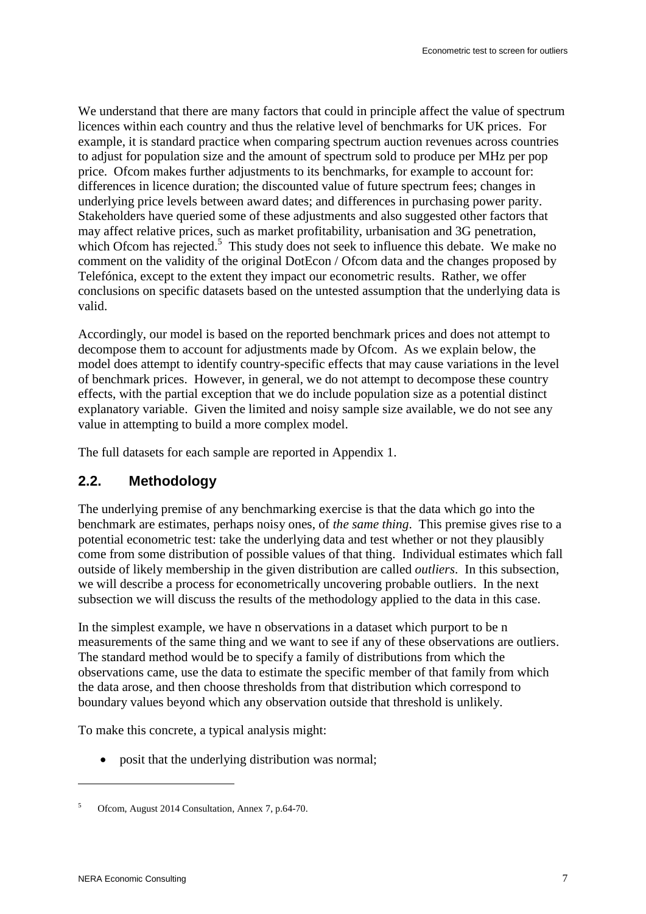We understand that there are many factors that could in principle affect the value of spectrum licences within each country and thus the relative level of benchmarks for UK prices. For example, it is standard practice when comparing spectrum auction revenues across countries to adjust for population size and the amount of spectrum sold to produce per MHz per pop price. Ofcom makes further adjustments to its benchmarks, for example to account for: differences in licence duration; the discounted value of future spectrum fees; changes in underlying price levels between award dates; and differences in purchasing power parity. Stakeholders have queried some of these adjustments and also suggested other factors that may affect relative prices, such as market profitability, urbanisation and 3G penetration, which Ofcom has rejected.[5] This study does not seek to influence this debate. We make no comment on the validity of the original DotEcon / Ofcom data and the changes proposed by Telefónica, except to the extent they impact our econometric results. Rather, we offer conclusions on specific datasets based on the untested assumption that the underlying data is valid.

Accordingly, our model is based on the reported benchmark prices and does not attempt to decompose them to account for adjustments made by Ofcom. As we explain below, the model does attempt to identify country-specific effects that may cause variations in the level of benchmark prices. However, in general, we do not attempt to decompose these country effects, with the partial exception that we do include population size as a potential distinct explanatory variable. Given the limited and noisy sample size available, we do not see any value in attempting to build a more complex model.

The full datasets for each sample are reported in Appendix 1.

## 2.2. Methodology

The underlying premise of any benchmarking exercise is that the data which go into the benchmark are estimates, perhaps noisy ones, of *the same thing*. This premise gives rise to a potential econometric test: take the underlying data and test whether or not they plausibly come from some distribution of possible values of that thing. Individual estimates which fall outside of likely membership in the given distribution are called *outliers*. In this subsection, we will describe a process for econometrically uncovering probable outliers. In the next subsection we will discuss the results of the methodology applied to the data in this case.

In the simplest example, we have n observations in a dataset which purport to be n measurements of the same thing and we want to see if any of these observations are outliers. The standard method would be to specify a family of distributions from which the observations came, use the data to estimate the specific member of that family from which the data arose, and then choose thresholds from that distribution which correspond to boundary values beyond which any observation outside that threshold is unlikely.

To make this concrete, a typical analysis might:

- posit that the underlying distribution was normal;

[5] Ofcom, August 2014 Consultation, Annex 7, p.64-70.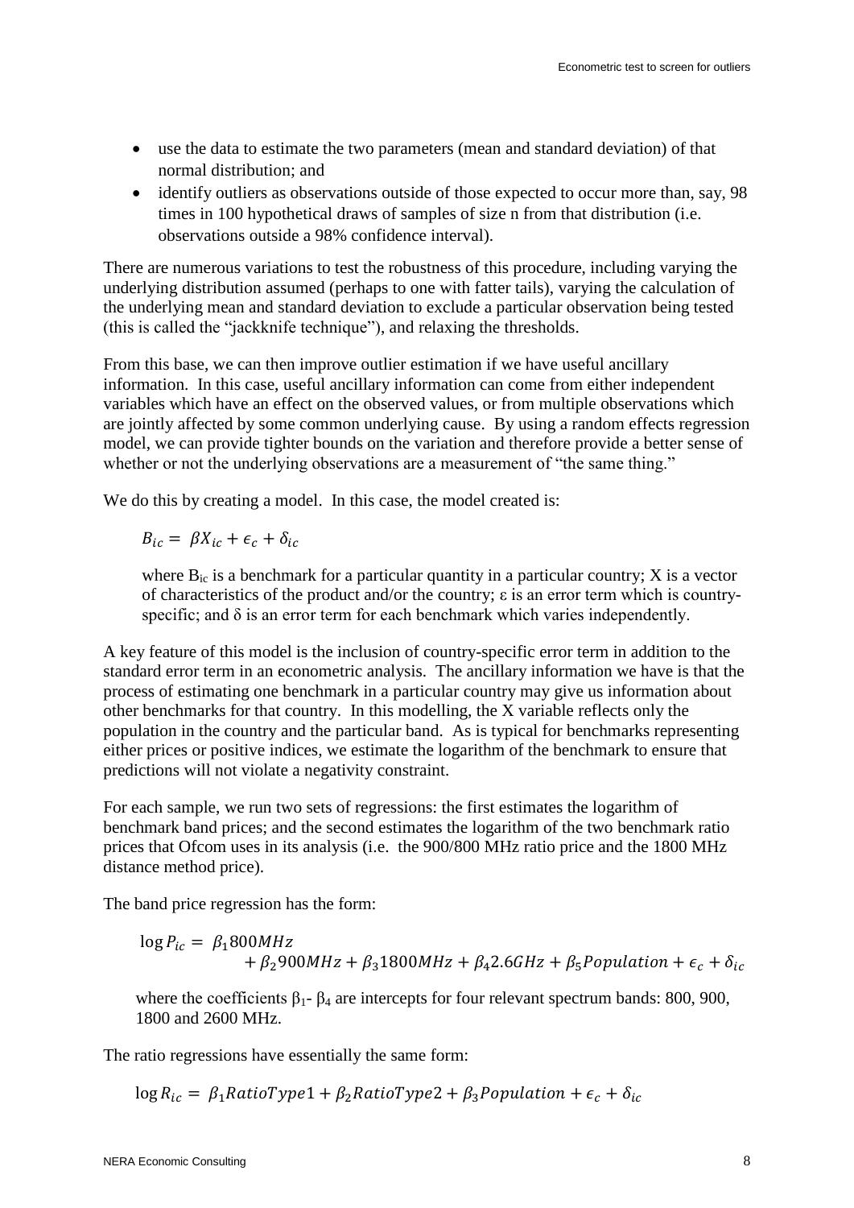- use the data to estimate the two parameters (mean and standard deviation) of that normal distribution; and
- identify outliers as observations outside of those expected to occur more than, say, 98 times in 100 hypothetical draws of samples of size n from that distribution (i.e. observations outside a 98% confidence interval).

There are numerous variations to test the robustness of this procedure, including varying the underlying distribution assumed (perhaps to one with fatter tails), varying the calculation of the underlying mean and standard deviation to exclude a particular observation being tested (this is called the "jackknife technique"), and relaxing the thresholds.

From this base, we can then improve outlier estimation if we have useful ancillary information. In this case, useful ancillary information can come from either independent variables which have an effect on the observed values, or from multiple observations which are jointly affected by some common underlying cause. By using a random effects regression model, we can provide tighter bounds on the variation and therefore provide a better sense of whether or not the underlying observations are a measurement of "the same thing."

We do this by creating a model. In this case, the model created is:

$$B_{ic} = \beta X_{ic} + \epsilon_c + \delta_{ic}$$

where $B_{ic}$ is a benchmark for a particular quantity in a particular country; X is a vector of characteristics of the product and/or the country; $\varepsilon$ is an error term which is country-specific; and $\delta$ is an error term for each benchmark which varies independently.

A key feature of this model is the inclusion of country-specific error term in addition to the standard error term in an econometric analysis. The ancillary information we have is that the process of estimating one benchmark in a particular country may give us information about other benchmarks for that country. In this modelling, the X variable reflects only the population in the country and the particular band. As is typical for benchmarks representing either prices or positive indices, we estimate the logarithm of the benchmark to ensure that predictions will not violate a negativity constraint.

For each sample, we run two sets of regressions: the first estimates the logarithm of benchmark band prices; and the second estimates the logarithm of the two benchmark ratio prices that Ofcom uses in its analysis (i.e. the 900/800 MHz ratio price and the 1800 MHz distance method price).

The band price regression has the form:

$$\log P_{ic} = \beta_1 800MHz + \beta_2 900MHz + \beta_3 1800MHz + \beta_4 2.6GHz + \beta_5 Population + \epsilon_c + \delta_{ic}$$

where the coefficients $\beta_1$- $\beta_4$ are intercepts for four relevant spectrum bands: 800, 900, 1800 and 2600 MHz.

The ratio regressions have essentially the same form:

$$\log R_{ic} = \beta_1 RatioType1 + \beta_2 RatioType2 + \beta_3 Population + \epsilon_c + \delta_{ic}$$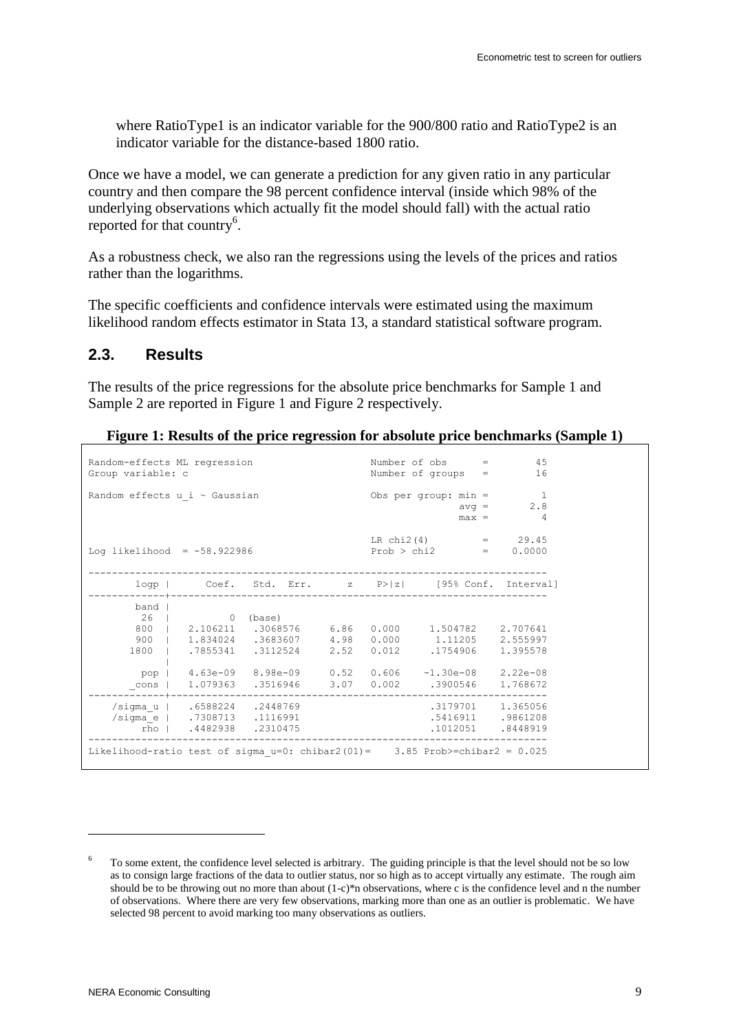where RatioType1 is an indicator variable for the 900/800 ratio and RatioType2 is an indicator variable for the distance-based 1800 ratio.

Once we have a model, we can generate a prediction for any given ratio in any particular country and then compare the 98 percent confidence interval (inside which 98% of the underlying observations which actually fit the model should fall) with the actual ratio reported for that country[6].

As a robustness check, we also ran the regressions using the levels of the prices and ratios rather than the logarithms.

The specific coefficients and confidence intervals were estimated using the maximum likelihood random effects estimator in Stata 13, a standard statistical software program.

## 2.3. Results

The results of the price regressions for the absolute price benchmarks for Sample 1 and Sample 2 are reported in Figure 1 and Figure 2 respectively.

**Figure 1: Results of the price regression for absolute price benchmarks (Sample 1)**

```
Random-effects ML regression                    Number of obs      =        45
Group variable: c                               Number of groups   =        16

Random effects u_i ~ Gaussian                   Obs per group: min =         1
                                                               avg =       2.8
                                                               max =         4

                                                LR chi2(4)         =     29.45
Log likelihood  = -58.922986                    Prob > chi2        =    0.0000

------------------------------------------------------------------------------
        logp |      Coef.   Std. Err.      z    P>|z|     [95% Conf. Interval]
-------------+----------------------------------------------------------------
        band |
         26  |          0  (base)
        800  |   2.106211   .3068576     6.86   0.000     1.504782    2.707641
        900  |   1.834024   .3683607     4.98   0.000      1.11205    2.555997
       1800  |   .7855341   .3112524     2.52   0.012     .1754906    1.395578
             |
         pop |   4.63e-09   8.98e-09     0.52   0.606    -1.30e-08    2.22e-08
       _cons |   1.079363   .3516946     3.07   0.002     .3900546    1.768672
-------------+----------------------------------------------------------------
    /sigma_u |   .6588224   .2448769                      .3179701    1.365056
    /sigma_e |   .7308713   .1116991                      .5416911    .9861208
         rho |   .4482938   .2310475                      .1012051    .8448919
------------------------------------------------------------------------------
Likelihood-ratio test of sigma_u=0: chibar2(01)=     3.85 Prob>=chibar2 = 0.025
```

[6] To some extent, the confidence level selected is arbitrary. The guiding principle is that the level should not be so low as to consign large fractions of the data to outlier status, nor so high as to accept virtually any estimate. The rough aim should be to be throwing out no more than about (1-c)*n observations, where c is the confidence level and n the number of observations. Where there are very few observations, marking more than one as an outlier is problematic. We have selected 98 percent to avoid marking too many observations as outliers.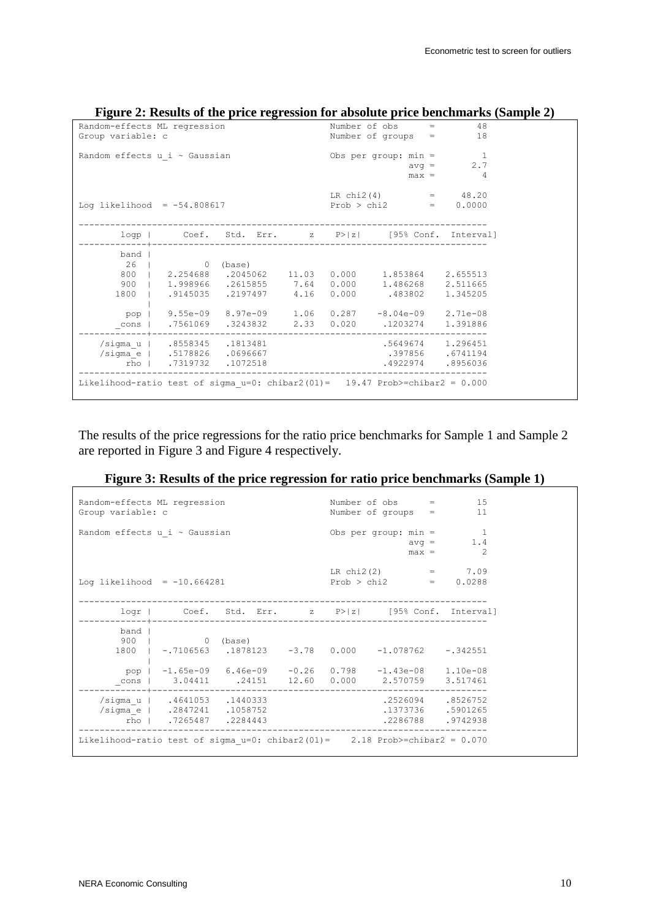**Figure 2: Results of the price regression for absolute price benchmarks (Sample 2)**

```
Random-effects ML regression                    Number of obs      =        48
Group variable: c                               Number of groups   =        18

Random effects u_i ~ Gaussian                   Obs per group: min =         1
                                                               avg =       2.7
                                                               max =         4

                                                LR chi2(4)         =     48.20
Log likelihood  = -54.808617                    Prob > chi2        =    0.0000

------------------------------------------------------------------------------
        logp |      Coef.   Std. Err.      z    P>|z|     [95% Conf. Interval]
-------------+----------------------------------------------------------------
        band |
         26  |          0  (base)
        800  |   2.254688   .2045062    11.03   0.000     1.853864    2.655513
        900  |   1.998966   .2615855     7.64   0.000     1.486268    2.511665
       1800  |   .9145035   .2197497     4.16   0.000      .483802    1.345205
             |
         pop |   9.55e-09   8.97e-09     1.06   0.287    -8.04e-09    2.71e-08
       _cons |   .7561069   .3243832     2.33   0.020     .1203274    1.391886
-------------+----------------------------------------------------------------
    /sigma_u |   .8558345   .1813481                      .5649674    1.296451
    /sigma_e |   .5178826   .0696667                       .397856    .6741194
         rho |   .7319732   .1072518                      .4922974    .8956036
------------------------------------------------------------------------------
Likelihood-ratio test of sigma_u=0: chibar2(01)=    19.47 Prob>=chibar2 = 0.000
```

The results of the price regressions for the ratio price benchmarks for Sample 1 and Sample 2 are reported in Figure 3 and Figure 4 respectively.

**Figure 3: Results of the price regression for ratio price benchmarks (Sample 1)**

```
Random-effects ML regression                    Number of obs      =        15
Group variable: c                               Number of groups   =        11

Random effects u_i ~ Gaussian                   Obs per group: min =         1
                                                               avg =       1.4
                                                               max =         2

                                                LR chi2(2)         =      7.09
Log likelihood  = -10.664281                    Prob > chi2        =    0.0288

------------------------------------------------------------------------------
        logr |      Coef.   Std. Err.      z    P>|z|     [95% Conf. Interval]
-------------+----------------------------------------------------------------
        band |
        900  |          0  (base)
       1800  |  -.7106563   .1878123    -3.78   0.000    -1.078762    -.342551
             |
         pop |  -1.65e-09   6.46e-09    -0.26   0.798    -1.43e-08    1.10e-08
       _cons |    3.04411     .24151    12.60   0.000     2.570759    3.517461
-------------+----------------------------------------------------------------
    /sigma_u |   .4641053   .1440333                      .2526094    .8526752
    /sigma_e |   .2847241   .1058752                      .1373736    .5901265
         rho |   .7265487   .2284443                      .2286788    .9742938
------------------------------------------------------------------------------
Likelihood-ratio test of sigma_u=0: chibar2(01)=     2.18 Prob>=chibar2 = 0.070
```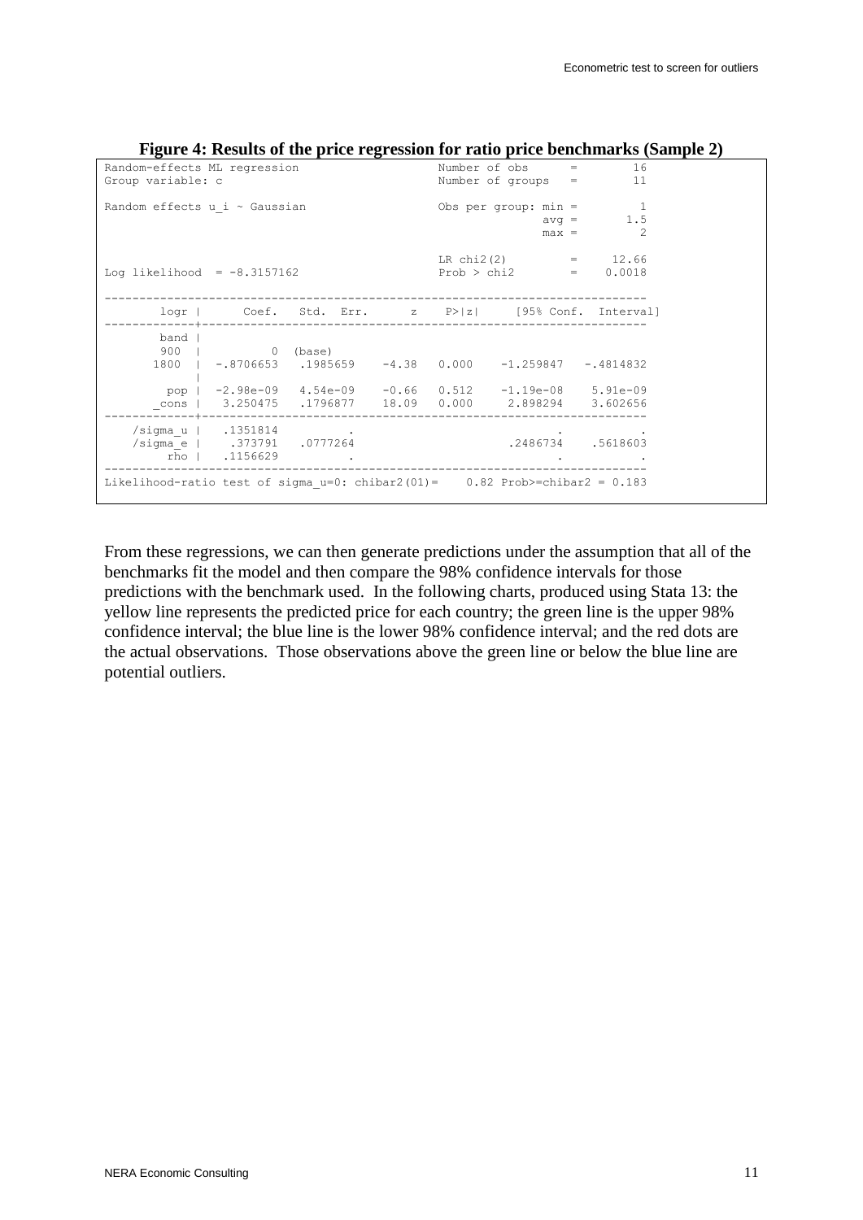**Figure 4: Results of the price regression for ratio price benchmarks (Sample 2)**

```
Random-effects ML regression                    Number of obs      =        16
Group variable: c                               Number of groups   =        11

Random effects u_i ~ Gaussian                   Obs per group: min =         1
                                                               avg =       1.5
                                                               max =         2

                                                LR chi2(2)         =     12.66
Log likelihood  = -8.3157162                    Prob > chi2        =    0.0018

------------------------------------------------------------------------------
        logr |      Coef.   Std. Err.      z    P>|z|     [95% Conf. Interval]
-------------+----------------------------------------------------------------
        band |
        900  |          0  (base)
       1800  |  -.8706653   .1985659    -4.38   0.000    -1.259847   -.4814832
             |
         pop |  -2.98e-09   4.54e-09    -0.66   0.512    -1.19e-08    5.91e-09
       _cons |   3.250475   .1796877    18.09   0.000     2.898294    3.602656
-------------+----------------------------------------------------------------
    /sigma_u |   .1351814          .                             .           .
    /sigma_e |    .373791   .0777264                      .2486734    .5618603
         rho |   .1156629          .                             .           .
------------------------------------------------------------------------------
Likelihood-ratio test of sigma_u=0: chibar2(01)=     0.82 Prob>=chibar2 = 0.183
```

From these regressions, we can then generate predictions under the assumption that all of the benchmarks fit the model and then compare the 98% confidence intervals for those predictions with the benchmark used. In the following charts, produced using Stata 13: the yellow line represents the predicted price for each country; the green line is the upper 98% confidence interval; the blue line is the lower 98% confidence interval; and the red dots are the actual observations. Those observations above the green line or below the blue line are potential outliers.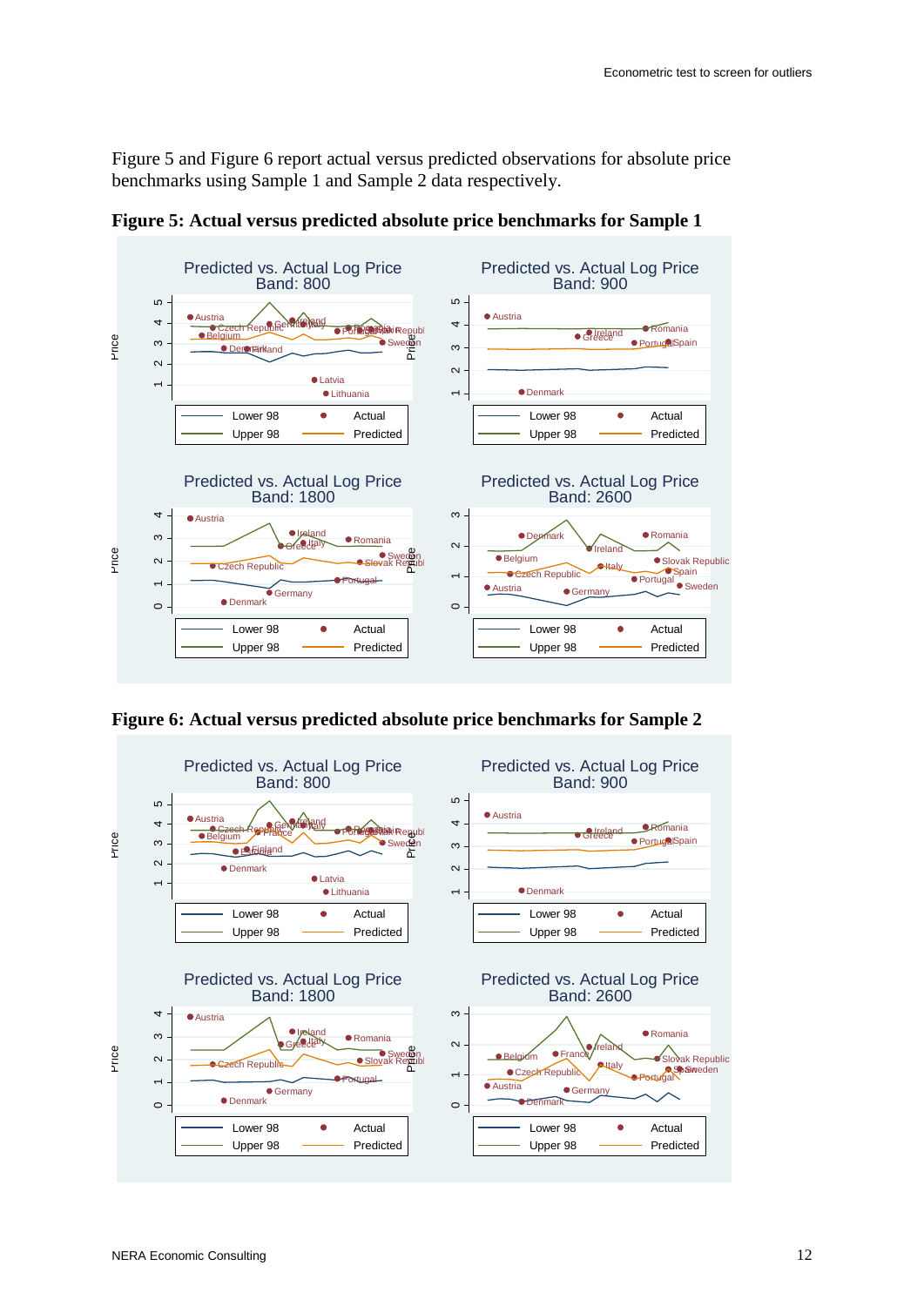Figure 5 and Figure 6 report actual versus predicted observations for absolute price benchmarks using Sample 1 and Sample 2 data respectively.

**Figure 5: Actual versus predicted absolute price benchmarks for Sample 1**

**Figure 6: Actual versus predicted absolute price benchmarks for Sample 2**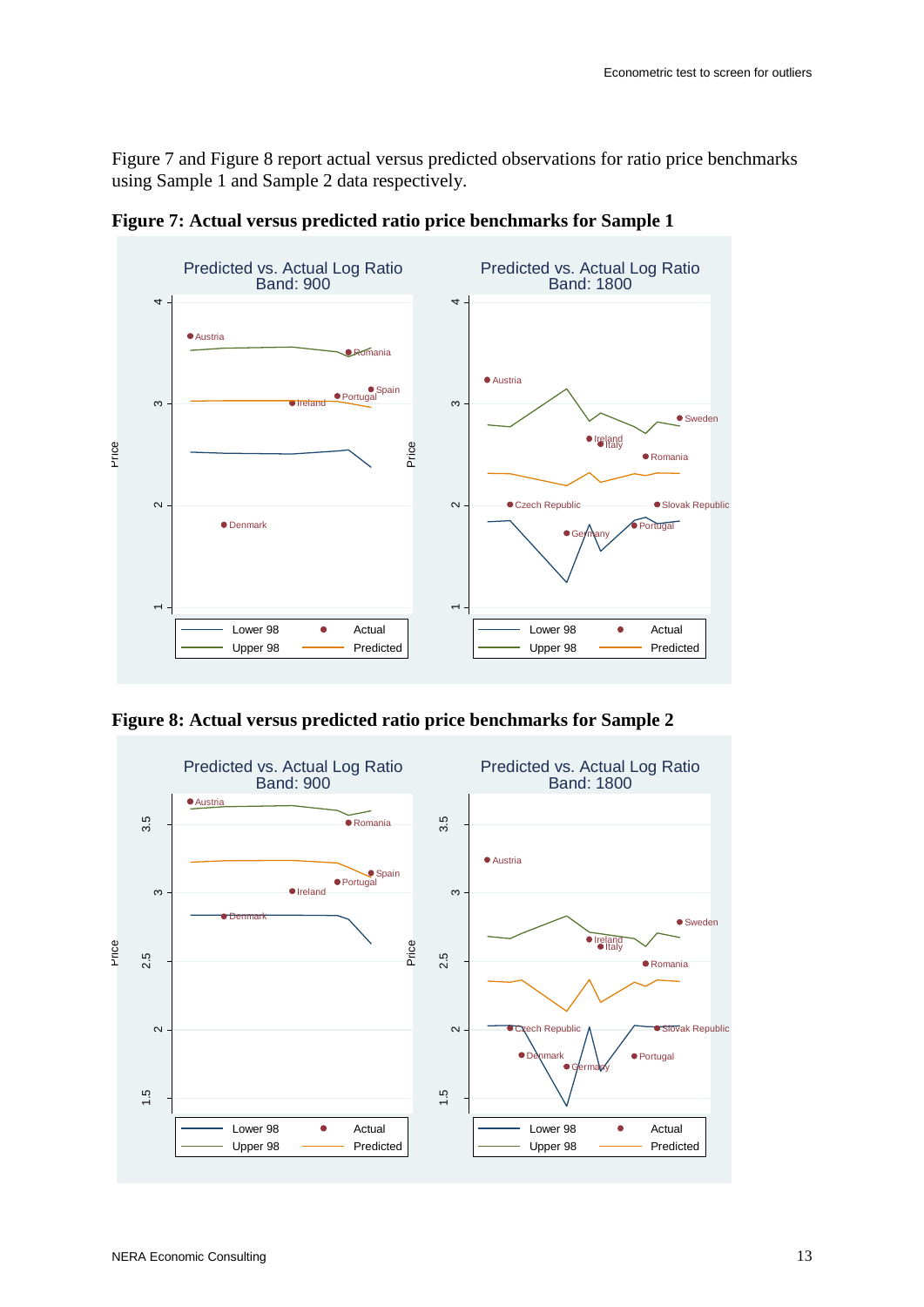Figure 7 and Figure 8 report actual versus predicted observations for ratio price benchmarks using Sample 1 and Sample 2 data respectively.

**Figure 7: Actual versus predicted ratio price benchmarks for Sample 1**

Predicted vs. Actual Log Ratio
Band: 900

Price

4
3
2
1

Austria
Romania
Spain
Portugal
Ireland
Denmark

Lower 98
Upper 98
Actual
Predicted

Predicted vs. Actual Log Ratio
Band: 1800

Price

4
3
2
1

Austria
Sweden
Ireland
Italy
Romania
Czech Republic
Slovak Republic
Germany
Portugal

Lower 98
Upper 98
Actual
Predicted

**Figure 8: Actual versus predicted ratio price benchmarks for Sample 2**

Predicted vs. Actual Log Ratio
Band: 900

Price

3.5
3
2.5
2
1.5

Austria
Romania
Spain
Portugal
Ireland
Denmark

Lower 98
Upper 98
Actual
Predicted

Predicted vs. Actual Log Ratio
Band: 1800

Price

3.5
3
2.5
2
1.5

Austria
Sweden
Ireland
Italy
Romania
Czech Republic
Slovak Republic
Denmark
Germany
Portugal

Lower 98
Upper 98
Actual
Predicted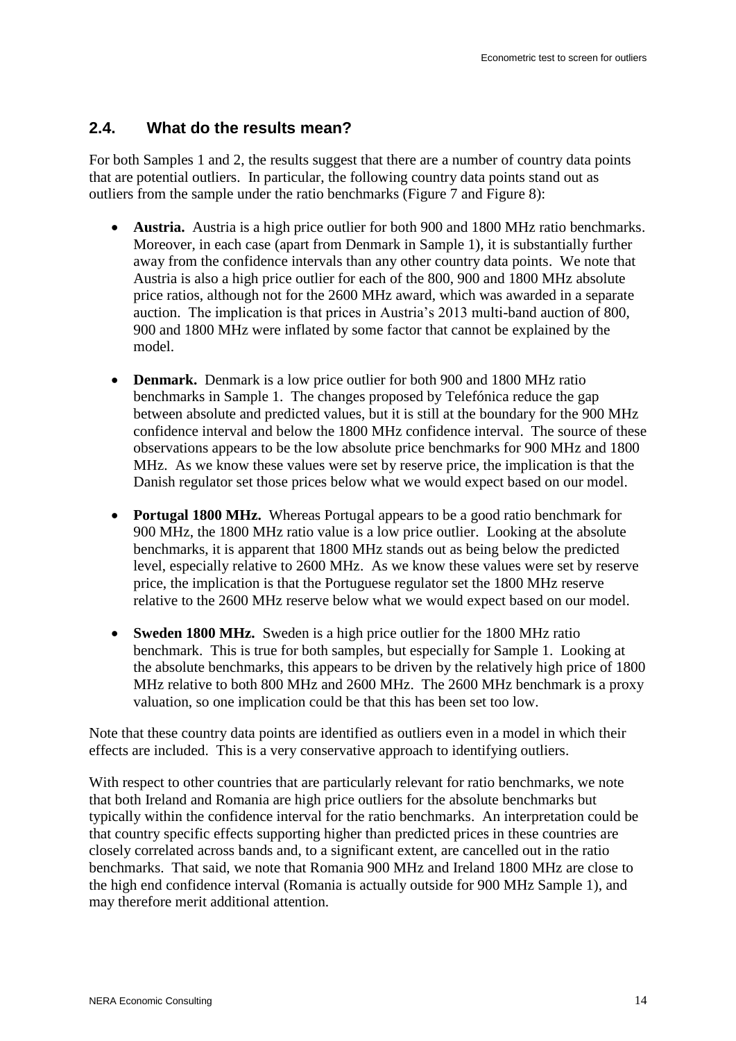## 2.4. What do the results mean?

For both Samples 1 and 2, the results suggest that there are a number of country data points that are potential outliers. In particular, the following country data points stand out as outliers from the sample under the ratio benchmarks (Figure 7 and Figure 8):

- **Austria.** Austria is a high price outlier for both 900 and 1800 MHz ratio benchmarks. Moreover, in each case (apart from Denmark in Sample 1), it is substantially further away from the confidence intervals than any other country data points. We note that Austria is also a high price outlier for each of the 800, 900 and 1800 MHz absolute price ratios, although not for the 2600 MHz award, which was awarded in a separate auction. The implication is that prices in Austria's 2013 multi-band auction of 800, 900 and 1800 MHz were inflated by some factor that cannot be explained by the model.

- **Denmark.** Denmark is a low price outlier for both 900 and 1800 MHz ratio benchmarks in Sample 1. The changes proposed by Telefónica reduce the gap between absolute and predicted values, but it is still at the boundary for the 900 MHz confidence interval and below the 1800 MHz confidence interval. The source of these observations appears to be the low absolute price benchmarks for 900 MHz and 1800 MHz. As we know these values were set by reserve price, the implication is that the Danish regulator set those prices below what we would expect based on our model.

- **Portugal 1800 MHz.** Whereas Portugal appears to be a good ratio benchmark for 900 MHz, the 1800 MHz ratio value is a low price outlier. Looking at the absolute benchmarks, it is apparent that 1800 MHz stands out as being below the predicted level, especially relative to 2600 MHz. As we know these values were set by reserve price, the implication is that the Portuguese regulator set the 1800 MHz reserve relative to the 2600 MHz reserve below what we would expect based on our model.

- **Sweden 1800 MHz.** Sweden is a high price outlier for the 1800 MHz ratio benchmark. This is true for both samples, but especially for Sample 1. Looking at the absolute benchmarks, this appears to be driven by the relatively high price of 1800 MHz relative to both 800 MHz and 2600 MHz. The 2600 MHz benchmark is a proxy valuation, so one implication could be that this has been set too low.

Note that these country data points are identified as outliers even in a model in which their effects are included. This is a very conservative approach to identifying outliers.

With respect to other countries that are particularly relevant for ratio benchmarks, we note that both Ireland and Romania are high price outliers for the absolute benchmarks but typically within the confidence interval for the ratio benchmarks. An interpretation could be that country specific effects supporting higher than predicted prices in these countries are closely correlated across bands and, to a significant extent, are cancelled out in the ratio benchmarks. That said, we note that Romania 900 MHz and Ireland 1800 MHz are close to the high end confidence interval (Romania is actually outside for 900 MHz Sample 1), and may therefore merit additional attention.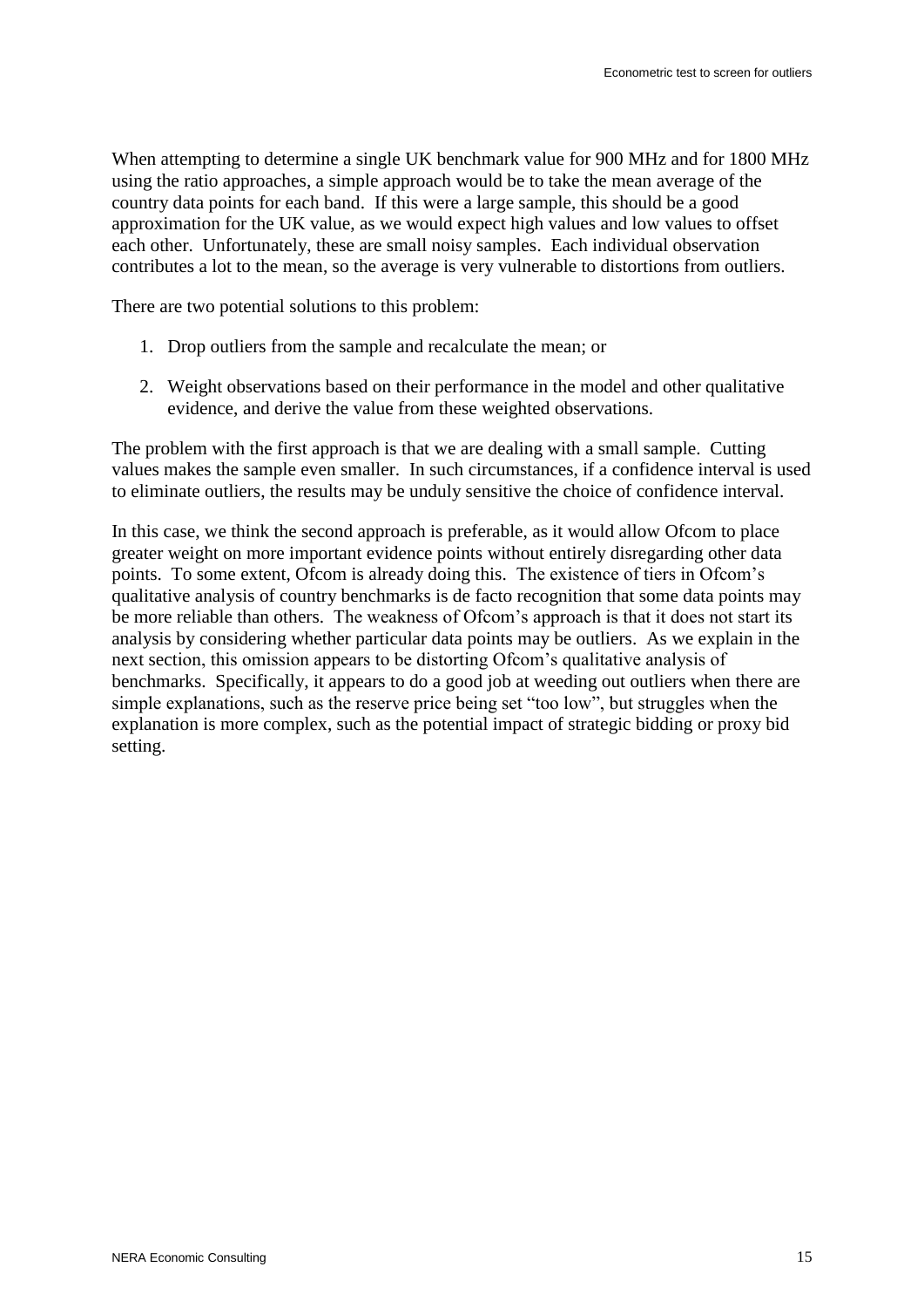When attempting to determine a single UK benchmark value for 900 MHz and for 1800 MHz using the ratio approaches, a simple approach would be to take the mean average of the country data points for each band. If this were a large sample, this should be a good approximation for the UK value, as we would expect high values and low values to offset each other. Unfortunately, these are small noisy samples. Each individual observation contributes a lot to the mean, so the average is very vulnerable to distortions from outliers.

There are two potential solutions to this problem:

1. Drop outliers from the sample and recalculate the mean; or
2. Weight observations based on their performance in the model and other qualitative evidence, and derive the value from these weighted observations.

The problem with the first approach is that we are dealing with a small sample. Cutting values makes the sample even smaller. In such circumstances, if a confidence interval is used to eliminate outliers, the results may be unduly sensitive the choice of confidence interval.

In this case, we think the second approach is preferable, as it would allow Ofcom to place greater weight on more important evidence points without entirely disregarding other data points. To some extent, Ofcom is already doing this. The existence of tiers in Ofcom's qualitative analysis of country benchmarks is de facto recognition that some data points may be more reliable than others. The weakness of Ofcom's approach is that it does not start its analysis by considering whether particular data points may be outliers. As we explain in the next section, this omission appears to be distorting Ofcom's qualitative analysis of benchmarks. Specifically, it appears to do a good job at weeding out outliers when there are simple explanations, such as the reserve price being set "too low", but struggles when the explanation is more complex, such as the potential impact of strategic bidding or proxy bid setting.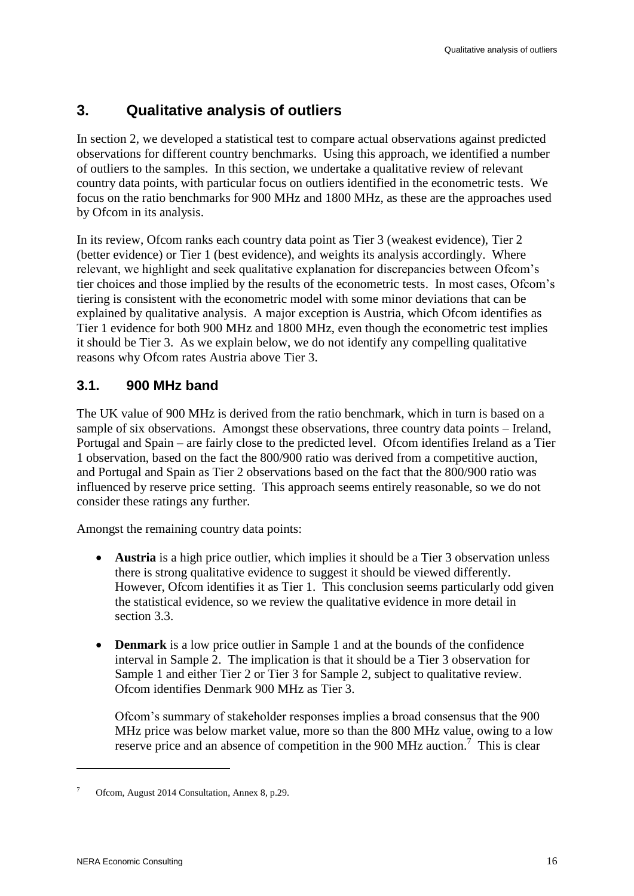## 3. Qualitative analysis of outliers

In section 2, we developed a statistical test to compare actual observations against predicted observations for different country benchmarks. Using this approach, we identified a number of outliers to the samples. In this section, we undertake a qualitative review of relevant country data points, with particular focus on outliers identified in the econometric tests. We focus on the ratio benchmarks for 900 MHz and 1800 MHz, as these are the approaches used by Ofcom in its analysis.

In its review, Ofcom ranks each country data point as Tier 3 (weakest evidence), Tier 2 (better evidence) or Tier 1 (best evidence), and weights its analysis accordingly. Where relevant, we highlight and seek qualitative explanation for discrepancies between Ofcom's tier choices and those implied by the results of the econometric tests. In most cases, Ofcom's tiering is consistent with the econometric model with some minor deviations that can be explained by qualitative analysis. A major exception is Austria, which Ofcom identifies as Tier 1 evidence for both 900 MHz and 1800 MHz, even though the econometric test implies it should be Tier 3. As we explain below, we do not identify any compelling qualitative reasons why Ofcom rates Austria above Tier 3.

### 3.1. 900 MHz band

The UK value of 900 MHz is derived from the ratio benchmark, which in turn is based on a sample of six observations. Amongst these observations, three country data points – Ireland, Portugal and Spain – are fairly close to the predicted level. Ofcom identifies Ireland as a Tier 1 observation, based on the fact the 800/900 ratio was derived from a competitive auction, and Portugal and Spain as Tier 2 observations based on the fact that the 800/900 ratio was influenced by reserve price setting. This approach seems entirely reasonable, so we do not consider these ratings any further.

Amongst the remaining country data points:

- **Austria** is a high price outlier, which implies it should be a Tier 3 observation unless there is strong qualitative evidence to suggest it should be viewed differently. However, Ofcom identifies it as Tier 1. This conclusion seems particularly odd given the statistical evidence, so we review the qualitative evidence in more detail in section 3.3.

- **Denmark** is a low price outlier in Sample 1 and at the bounds of the confidence interval in Sample 2. The implication is that it should be a Tier 3 observation for Sample 1 and either Tier 2 or Tier 3 for Sample 2, subject to qualitative review. Ofcom identifies Denmark 900 MHz as Tier 3.

  Ofcom's summary of stakeholder responses implies a broad consensus that the 900 MHz price was below market value, more so than the 800 MHz value, owing to a low reserve price and an absence of competition in the 900 MHz auction.[7] This is clear

[7] Ofcom, August 2014 Consultation, Annex 8, p.29.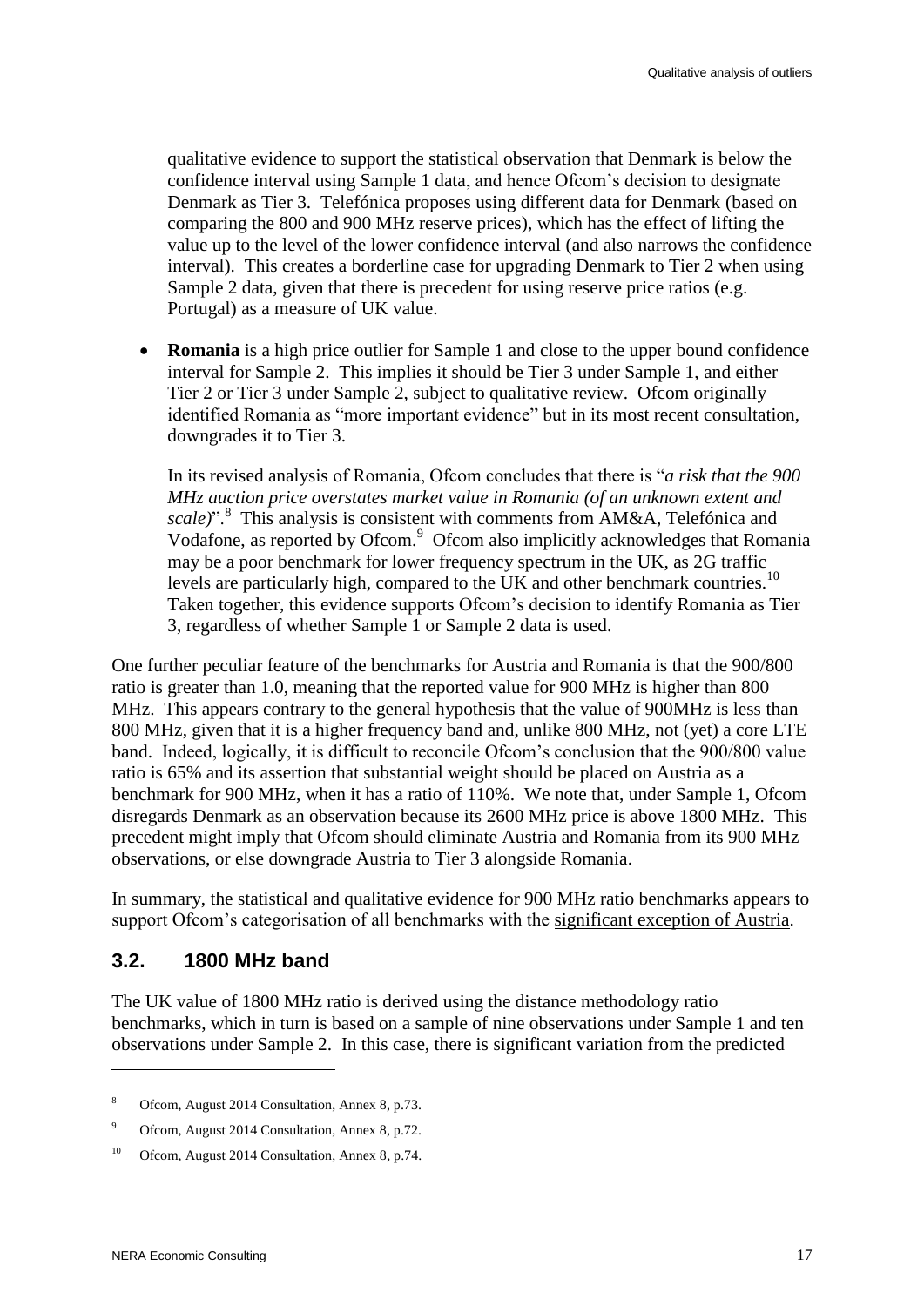qualitative evidence to support the statistical observation that Denmark is below the confidence interval using Sample 1 data, and hence Ofcom's decision to designate Denmark as Tier 3. Telefónica proposes using different data for Denmark (based on comparing the 800 and 900 MHz reserve prices), which has the effect of lifting the value up to the level of the lower confidence interval (and also narrows the confidence interval). This creates a borderline case for upgrading Denmark to Tier 2 when using Sample 2 data, given that there is precedent for using reserve price ratios (e.g. Portugal) as a measure of UK value.

- **Romania** is a high price outlier for Sample 1 and close to the upper bound confidence interval for Sample 2. This implies it should be Tier 3 under Sample 1, and either Tier 2 or Tier 3 under Sample 2, subject to qualitative review. Ofcom originally identified Romania as "more important evidence" but in its most recent consultation, downgrades it to Tier 3.

  In its revised analysis of Romania, Ofcom concludes that there is "*a risk that the 900 MHz auction price overstates market value in Romania (of an unknown extent and scale)*".[8] This analysis is consistent with comments from AM&A, Telefónica and Vodafone, as reported by Ofcom.[9] Ofcom also implicitly acknowledges that Romania may be a poor benchmark for lower frequency spectrum in the UK, as 2G traffic levels are particularly high, compared to the UK and other benchmark countries.[10] Taken together, this evidence supports Ofcom's decision to identify Romania as Tier 3, regardless of whether Sample 1 or Sample 2 data is used.

One further peculiar feature of the benchmarks for Austria and Romania is that the 900/800 ratio is greater than 1.0, meaning that the reported value for 900 MHz is higher than 800 MHz. This appears contrary to the general hypothesis that the value of 900MHz is less than 800 MHz, given that it is a higher frequency band and, unlike 800 MHz, not (yet) a core LTE band. Indeed, logically, it is difficult to reconcile Ofcom's conclusion that the 900/800 value ratio is 65% and its assertion that substantial weight should be placed on Austria as a benchmark for 900 MHz, when it has a ratio of 110%. We note that, under Sample 1, Ofcom disregards Denmark as an observation because its 2600 MHz price is above 1800 MHz. This precedent might imply that Ofcom should eliminate Austria and Romania from its 900 MHz observations, or else downgrade Austria to Tier 3 alongside Romania.

In summary, the statistical and qualitative evidence for 900 MHz ratio benchmarks appears to support Ofcom's categorisation of all benchmarks with the significant exception of Austria.

## 3.2. 1800 MHz band

The UK value of 1800 MHz ratio is derived using the distance methodology ratio benchmarks, which in turn is based on a sample of nine observations under Sample 1 and ten observations under Sample 2. In this case, there is significant variation from the predicted

[8] Ofcom, August 2014 Consultation, Annex 8, p.73.

[9] Ofcom, August 2014 Consultation, Annex 8, p.72.

[10] Ofcom, August 2014 Consultation, Annex 8, p.74.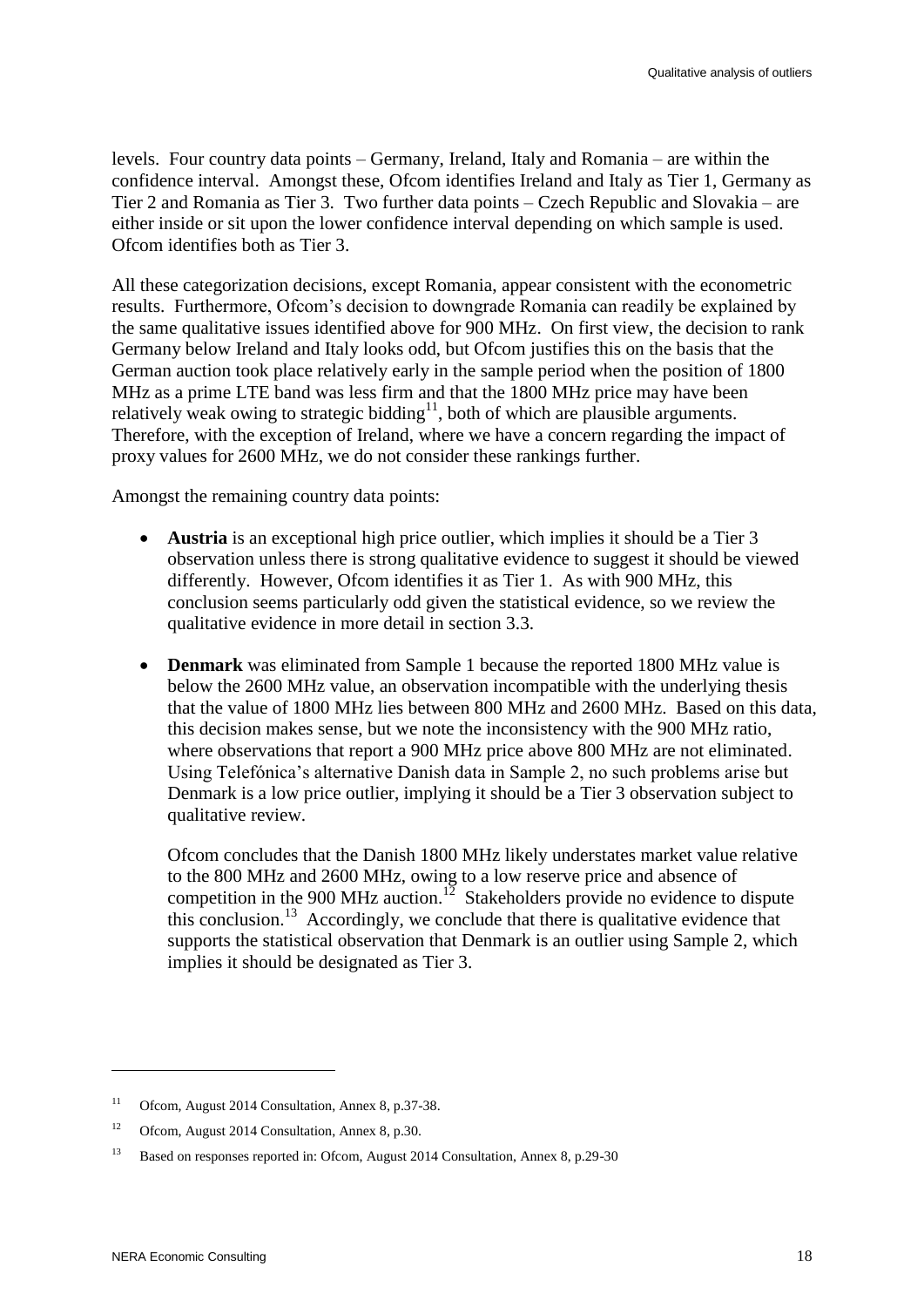levels. Four country data points – Germany, Ireland, Italy and Romania – are within the confidence interval. Amongst these, Ofcom identifies Ireland and Italy as Tier 1, Germany as Tier 2 and Romania as Tier 3. Two further data points – Czech Republic and Slovakia – are either inside or sit upon the lower confidence interval depending on which sample is used. Ofcom identifies both as Tier 3.

All these categorization decisions, except Romania, appear consistent with the econometric results. Furthermore, Ofcom's decision to downgrade Romania can readily be explained by the same qualitative issues identified above for 900 MHz. On first view, the decision to rank Germany below Ireland and Italy looks odd, but Ofcom justifies this on the basis that the German auction took place relatively early in the sample period when the position of 1800 MHz as a prime LTE band was less firm and that the 1800 MHz price may have been relatively weak owing to strategic bidding[11], both of which are plausible arguments. Therefore, with the exception of Ireland, where we have a concern regarding the impact of proxy values for 2600 MHz, we do not consider these rankings further.

Amongst the remaining country data points:

- **Austria** is an exceptional high price outlier, which implies it should be a Tier 3 observation unless there is strong qualitative evidence to suggest it should be viewed differently. However, Ofcom identifies it as Tier 1. As with 900 MHz, this conclusion seems particularly odd given the statistical evidence, so we review the qualitative evidence in more detail in section 3.3.

- **Denmark** was eliminated from Sample 1 because the reported 1800 MHz value is below the 2600 MHz value, an observation incompatible with the underlying thesis that the value of 1800 MHz lies between 800 MHz and 2600 MHz. Based on this data, this decision makes sense, but we note the inconsistency with the 900 MHz ratio, where observations that report a 900 MHz price above 800 MHz are not eliminated. Using Telefónica's alternative Danish data in Sample 2, no such problems arise but Denmark is a low price outlier, implying it should be a Tier 3 observation subject to qualitative review.

  Ofcom concludes that the Danish 1800 MHz likely understates market value relative to the 800 MHz and 2600 MHz, owing to a low reserve price and absence of competition in the 900 MHz auction.[12] Stakeholders provide no evidence to dispute this conclusion.[13] Accordingly, we conclude that there is qualitative evidence that supports the statistical observation that Denmark is an outlier using Sample 2, which implies it should be designated as Tier 3.

---

[11] Ofcom, August 2014 Consultation, Annex 8, p.37-38.

[12] Ofcom, August 2014 Consultation, Annex 8, p.30.

[13] Based on responses reported in: Ofcom, August 2014 Consultation, Annex 8, p.29-30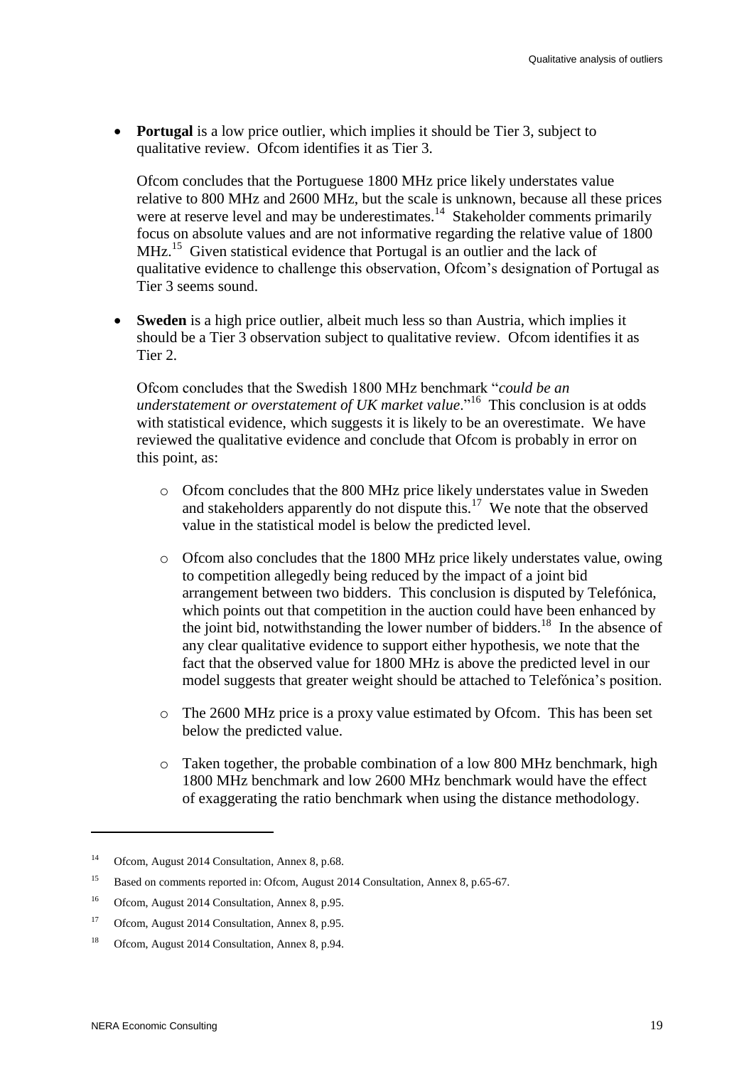- **Portugal** is a low price outlier, which implies it should be Tier 3, subject to qualitative review. Ofcom identifies it as Tier 3.

  Ofcom concludes that the Portuguese 1800 MHz price likely understates value relative to 800 MHz and 2600 MHz, but the scale is unknown, because all these prices were at reserve level and may be underestimates.[14] Stakeholder comments primarily focus on absolute values and are not informative regarding the relative value of 1800 MHz.[15] Given statistical evidence that Portugal is an outlier and the lack of qualitative evidence to challenge this observation, Ofcom's designation of Portugal as Tier 3 seems sound.

- **Sweden** is a high price outlier, albeit much less so than Austria, which implies it should be a Tier 3 observation subject to qualitative review. Ofcom identifies it as Tier 2.

  Ofcom concludes that the Swedish 1800 MHz benchmark "*could be an understatement or overstatement of UK market value*."[16] This conclusion is at odds with statistical evidence, which suggests it is likely to be an overestimate. We have reviewed the qualitative evidence and conclude that Ofcom is probably in error on this point, as:

  - Ofcom concludes that the 800 MHz price likely understates value in Sweden and stakeholders apparently do not dispute this.[17] We note that the observed value in the statistical model is below the predicted level.

  - Ofcom also concludes that the 1800 MHz price likely understates value, owing to competition allegedly being reduced by the impact of a joint bid arrangement between two bidders. This conclusion is disputed by Telefónica, which points out that competition in the auction could have been enhanced by the joint bid, notwithstanding the lower number of bidders.[18] In the absence of any clear qualitative evidence to support either hypothesis, we note that the fact that the observed value for 1800 MHz is above the predicted level in our model suggests that greater weight should be attached to Telefónica's position.

  - The 2600 MHz price is a proxy value estimated by Ofcom. This has been set below the predicted value.

  - Taken together, the probable combination of a low 800 MHz benchmark, high 1800 MHz benchmark and low 2600 MHz benchmark would have the effect of exaggerating the ratio benchmark when using the distance methodology.

---

[14] Ofcom, August 2014 Consultation, Annex 8, p.68.

[15] Based on comments reported in: Ofcom, August 2014 Consultation, Annex 8, p.65-67.

[16] Ofcom, August 2014 Consultation, Annex 8, p.95.

[17] Ofcom, August 2014 Consultation, Annex 8, p.95.

[18] Ofcom, August 2014 Consultation, Annex 8, p.94.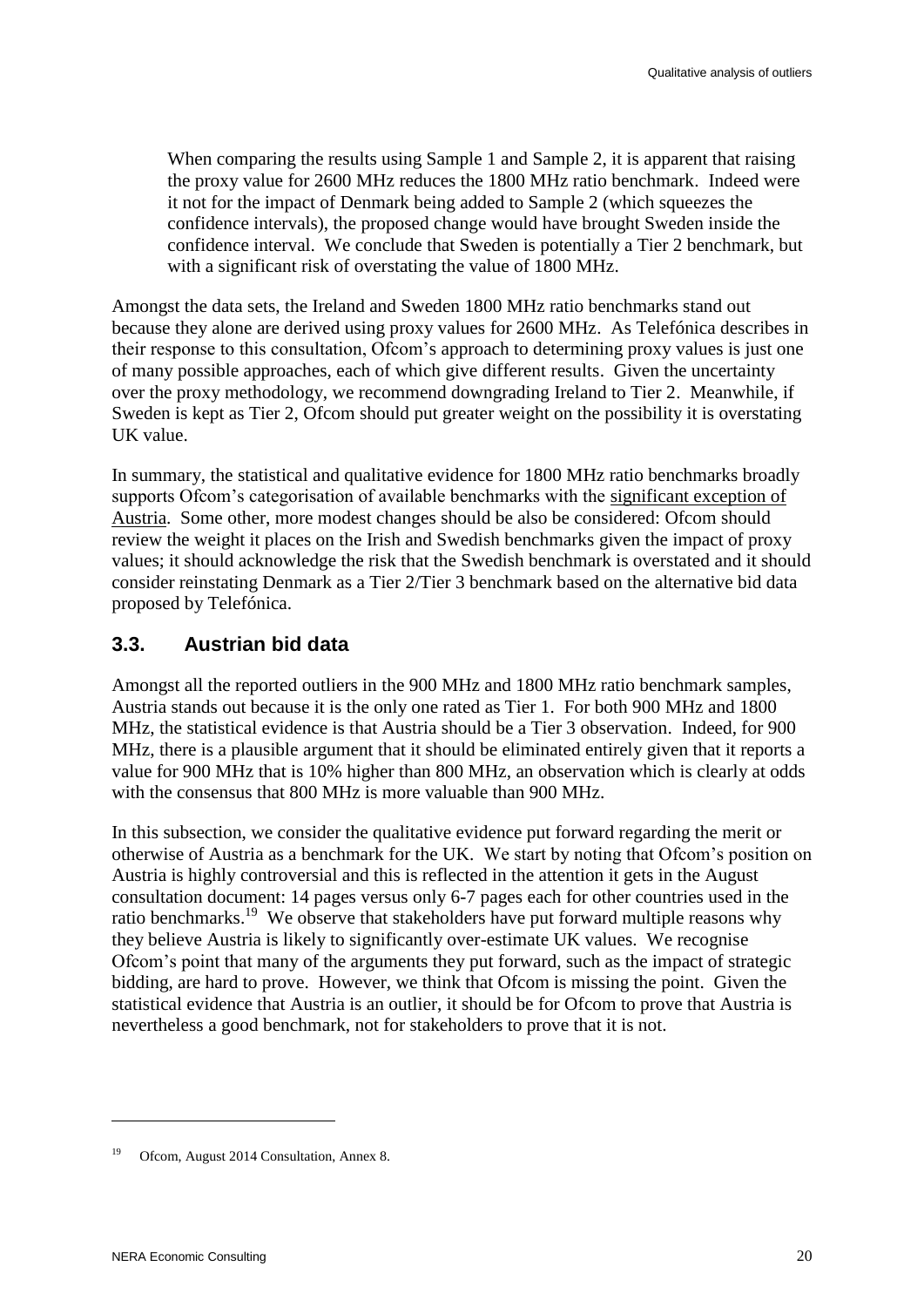When comparing the results using Sample 1 and Sample 2, it is apparent that raising the proxy value for 2600 MHz reduces the 1800 MHz ratio benchmark. Indeed were it not for the impact of Denmark being added to Sample 2 (which squeezes the confidence intervals), the proposed change would have brought Sweden inside the confidence interval. We conclude that Sweden is potentially a Tier 2 benchmark, but with a significant risk of overstating the value of 1800 MHz.

Amongst the data sets, the Ireland and Sweden 1800 MHz ratio benchmarks stand out because they alone are derived using proxy values for 2600 MHz. As Telefónica describes in their response to this consultation, Ofcom's approach to determining proxy values is just one of many possible approaches, each of which give different results. Given the uncertainty over the proxy methodology, we recommend downgrading Ireland to Tier 2. Meanwhile, if Sweden is kept as Tier 2, Ofcom should put greater weight on the possibility it is overstating UK value.

In summary, the statistical and qualitative evidence for 1800 MHz ratio benchmarks broadly supports Ofcom's categorisation of available benchmarks with the significant exception of Austria. Some other, more modest changes should be also be considered: Ofcom should review the weight it places on the Irish and Swedish benchmarks given the impact of proxy values; it should acknowledge the risk that the Swedish benchmark is overstated and it should consider reinstating Denmark as a Tier 2/Tier 3 benchmark based on the alternative bid data proposed by Telefónica.

## 3.3. Austrian bid data

Amongst all the reported outliers in the 900 MHz and 1800 MHz ratio benchmark samples, Austria stands out because it is the only one rated as Tier 1. For both 900 MHz and 1800 MHz, the statistical evidence is that Austria should be a Tier 3 observation. Indeed, for 900 MHz, there is a plausible argument that it should be eliminated entirely given that it reports a value for 900 MHz that is 10% higher than 800 MHz, an observation which is clearly at odds with the consensus that 800 MHz is more valuable than 900 MHz.

In this subsection, we consider the qualitative evidence put forward regarding the merit or otherwise of Austria as a benchmark for the UK. We start by noting that Ofcom's position on Austria is highly controversial and this is reflected in the attention it gets in the August consultation document: 14 pages versus only 6-7 pages each for other countries used in the ratio benchmarks.[19] We observe that stakeholders have put forward multiple reasons why they believe Austria is likely to significantly over-estimate UK values. We recognise Ofcom's point that many of the arguments they put forward, such as the impact of strategic bidding, are hard to prove. However, we think that Ofcom is missing the point. Given the statistical evidence that Austria is an outlier, it should be for Ofcom to prove that Austria is nevertheless a good benchmark, not for stakeholders to prove that it is not.

[19] Ofcom, August 2014 Consultation, Annex 8.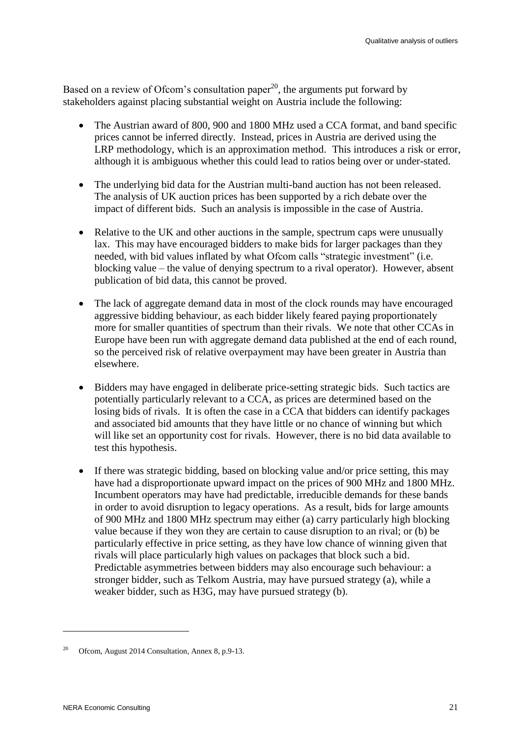Based on a review of Ofcom's consultation paper[20], the arguments put forward by stakeholders against placing substantial weight on Austria include the following:

- The Austrian award of 800, 900 and 1800 MHz used a CCA format, and band specific prices cannot be inferred directly. Instead, prices in Austria are derived using the LRP methodology, which is an approximation method. This introduces a risk or error, although it is ambiguous whether this could lead to ratios being over or under-stated.
- The underlying bid data for the Austrian multi-band auction has not been released. The analysis of UK auction prices has been supported by a rich debate over the impact of different bids. Such an analysis is impossible in the case of Austria.
- Relative to the UK and other auctions in the sample, spectrum caps were unusually lax. This may have encouraged bidders to make bids for larger packages than they needed, with bid values inflated by what Ofcom calls "strategic investment" (i.e. blocking value – the value of denying spectrum to a rival operator). However, absent publication of bid data, this cannot be proved.
- The lack of aggregate demand data in most of the clock rounds may have encouraged aggressive bidding behaviour, as each bidder likely feared paying proportionately more for smaller quantities of spectrum than their rivals. We note that other CCAs in Europe have been run with aggregate demand data published at the end of each round, so the perceived risk of relative overpayment may have been greater in Austria than elsewhere.
- Bidders may have engaged in deliberate price-setting strategic bids. Such tactics are potentially particularly relevant to a CCA, as prices are determined based on the losing bids of rivals. It is often the case in a CCA that bidders can identify packages and associated bid amounts that they have little or no chance of winning but which will like set an opportunity cost for rivals. However, there is no bid data available to test this hypothesis.
- If there was strategic bidding, based on blocking value and/or price setting, this may have had a disproportionate upward impact on the prices of 900 MHz and 1800 MHz. Incumbent operators may have had predictable, irreducible demands for these bands in order to avoid disruption to legacy operations. As a result, bids for large amounts of 900 MHz and 1800 MHz spectrum may either (a) carry particularly high blocking value because if they won they are certain to cause disruption to an rival; or (b) be particularly effective in price setting, as they have low chance of winning given that rivals will place particularly high values on packages that block such a bid. Predictable asymmetries between bidders may also encourage such behaviour: a stronger bidder, such as Telkom Austria, may have pursued strategy (a), while a weaker bidder, such as H3G, may have pursued strategy (b).

[20] Ofcom, August 2014 Consultation, Annex 8, p.9-13.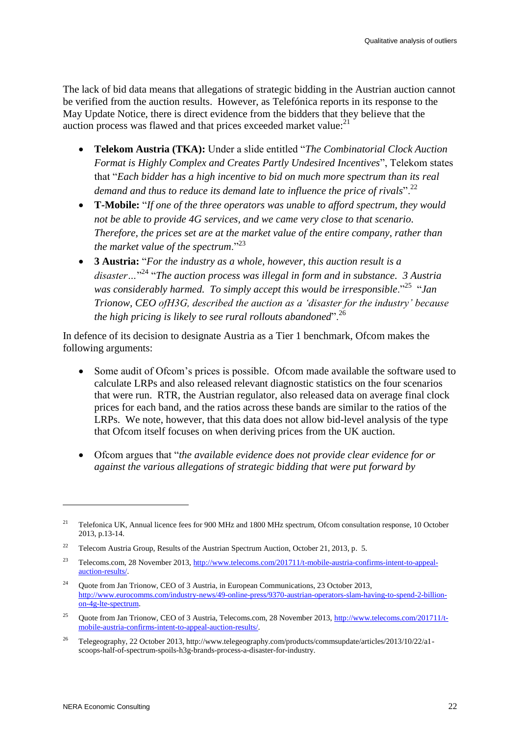The lack of bid data means that allegations of strategic bidding in the Austrian auction cannot be verified from the auction results. However, as Telefónica reports in its response to the May Update Notice, there is direct evidence from the bidders that they believe that the auction process was flawed and that prices exceeded market value:[21]

- **Telekom Austria (TKA):** Under a slide entitled "*The Combinatorial Clock Auction Format is Highly Complex and Creates Partly Undesired Incentives*", Telekom states that "*Each bidder has a high incentive to bid on much more spectrum than its real demand and thus to reduce its demand late to influence the price of rivals*".[22]
- **T-Mobile:** "*If one of the three operators was unable to afford spectrum, they would not be able to provide 4G services, and we came very close to that scenario. Therefore, the prices set are at the market value of the entire company, rather than the market value of the spectrum*."[23]
- **3 Austria:** "*For the industry as a whole, however, this auction result is a disaster…*"[24] "*The auction process was illegal in form and in substance. 3 Austria was considerably harmed. To simply accept this would be irresponsible*."[25] "*Jan Trionow, CEO ofH3G, described the auction as a 'disaster for the industry' because the high pricing is likely to see rural rollouts abandoned*".[26]

In defence of its decision to designate Austria as a Tier 1 benchmark, Ofcom makes the following arguments:

- Some audit of Ofcom's prices is possible. Ofcom made available the software used to calculate LRPs and also released relevant diagnostic statistics on the four scenarios that were run. RTR, the Austrian regulator, also released data on average final clock prices for each band, and the ratios across these bands are similar to the ratios of the LRPs. We note, however, that this data does not allow bid-level analysis of the type that Ofcom itself focuses on when deriving prices from the UK auction.

- Ofcom argues that "*the available evidence does not provide clear evidence for or against the various allegations of strategic bidding that were put forward by*

---

[21] Telefonica UK, Annual licence fees for 900 MHz and 1800 MHz spectrum, Ofcom consultation response, 10 October 2013, p.13-14.

[22] Telecom Austria Group, Results of the Austrian Spectrum Auction, October 21, 2013, p. 5.

[23] Telecoms.com, 28 November 2013, http://www.telecoms.com/201711/t-mobile-austria-confirms-intent-to-appeal-auction-results/.

[24] Quote from Jan Trionow, CEO of 3 Austria, in European Communications, 23 October 2013, http://www.eurocomms.com/industry-news/49-online-press/9370-austrian-operators-slam-having-to-spend-2-billion-on-4g-lte-spectrum.

[25] Quote from Jan Trionow, CEO of 3 Austria, Telecoms.com, 28 November 2013, http://www.telecoms.com/201711/t-mobile-austria-confirms-intent-to-appeal-auction-results/.

[26] Telegeography, 22 October 2013, http://www.telegeography.com/products/commsupdate/articles/2013/10/22/a1-scoops-half-of-spectrum-spoils-h3g-brands-process-a-disaster-for-industry.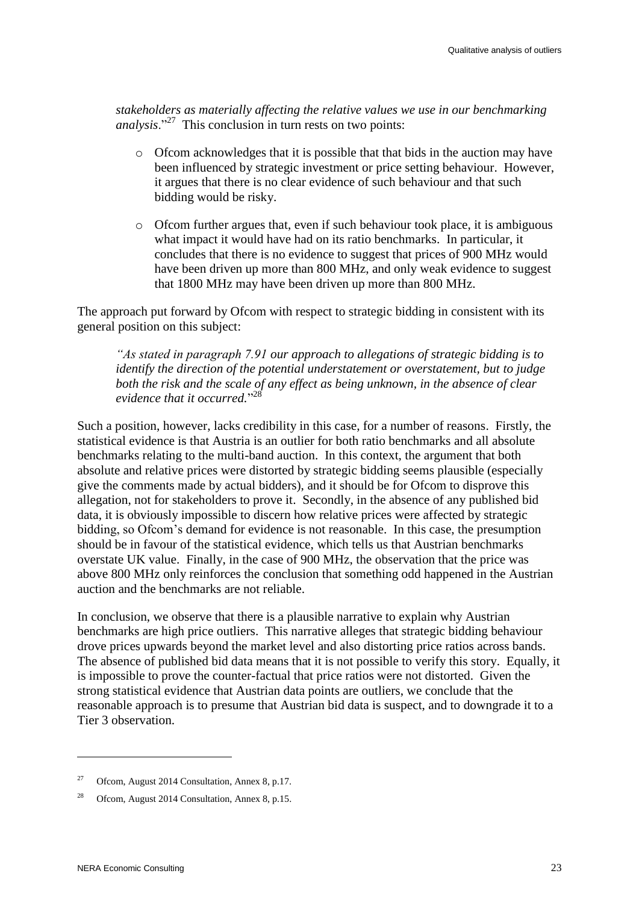*stakeholders as materially affecting the relative values we use in our benchmarking analysis*."[27] This conclusion in turn rests on two points:

- Ofcom acknowledges that it is possible that that bids in the auction may have been influenced by strategic investment or price setting behaviour. However, it argues that there is no clear evidence of such behaviour and that such bidding would be risky.
- Ofcom further argues that, even if such behaviour took place, it is ambiguous what impact it would have had on its ratio benchmarks. In particular, it concludes that there is no evidence to suggest that prices of 900 MHz would have been driven up more than 800 MHz, and only weak evidence to suggest that 1800 MHz may have been driven up more than 800 MHz.

The approach put forward by Ofcom with respect to strategic bidding in consistent with its general position on this subject:

> *"As stated in paragraph 7.91 our approach to allegations of strategic bidding is to identify the direction of the potential understatement or overstatement, but to judge both the risk and the scale of any effect as being unknown, in the absence of clear evidence that it occurred.*"[28]

Such a position, however, lacks credibility in this case, for a number of reasons. Firstly, the statistical evidence is that Austria is an outlier for both ratio benchmarks and all absolute benchmarks relating to the multi-band auction. In this context, the argument that both absolute and relative prices were distorted by strategic bidding seems plausible (especially give the comments made by actual bidders), and it should be for Ofcom to disprove this allegation, not for stakeholders to prove it. Secondly, in the absence of any published bid data, it is obviously impossible to discern how relative prices were affected by strategic bidding, so Ofcom's demand for evidence is not reasonable. In this case, the presumption should be in favour of the statistical evidence, which tells us that Austrian benchmarks overstate UK value. Finally, in the case of 900 MHz, the observation that the price was above 800 MHz only reinforces the conclusion that something odd happened in the Austrian auction and the benchmarks are not reliable.

In conclusion, we observe that there is a plausible narrative to explain why Austrian benchmarks are high price outliers. This narrative alleges that strategic bidding behaviour drove prices upwards beyond the market level and also distorting price ratios across bands. The absence of published bid data means that it is not possible to verify this story. Equally, it is impossible to prove the counter-factual that price ratios were not distorted. Given the strong statistical evidence that Austrian data points are outliers, we conclude that the reasonable approach is to presume that Austrian bid data is suspect, and to downgrade it to a Tier 3 observation.

---

[27] Ofcom, August 2014 Consultation, Annex 8, p.17.

[28] Ofcom, August 2014 Consultation, Annex 8, p.15.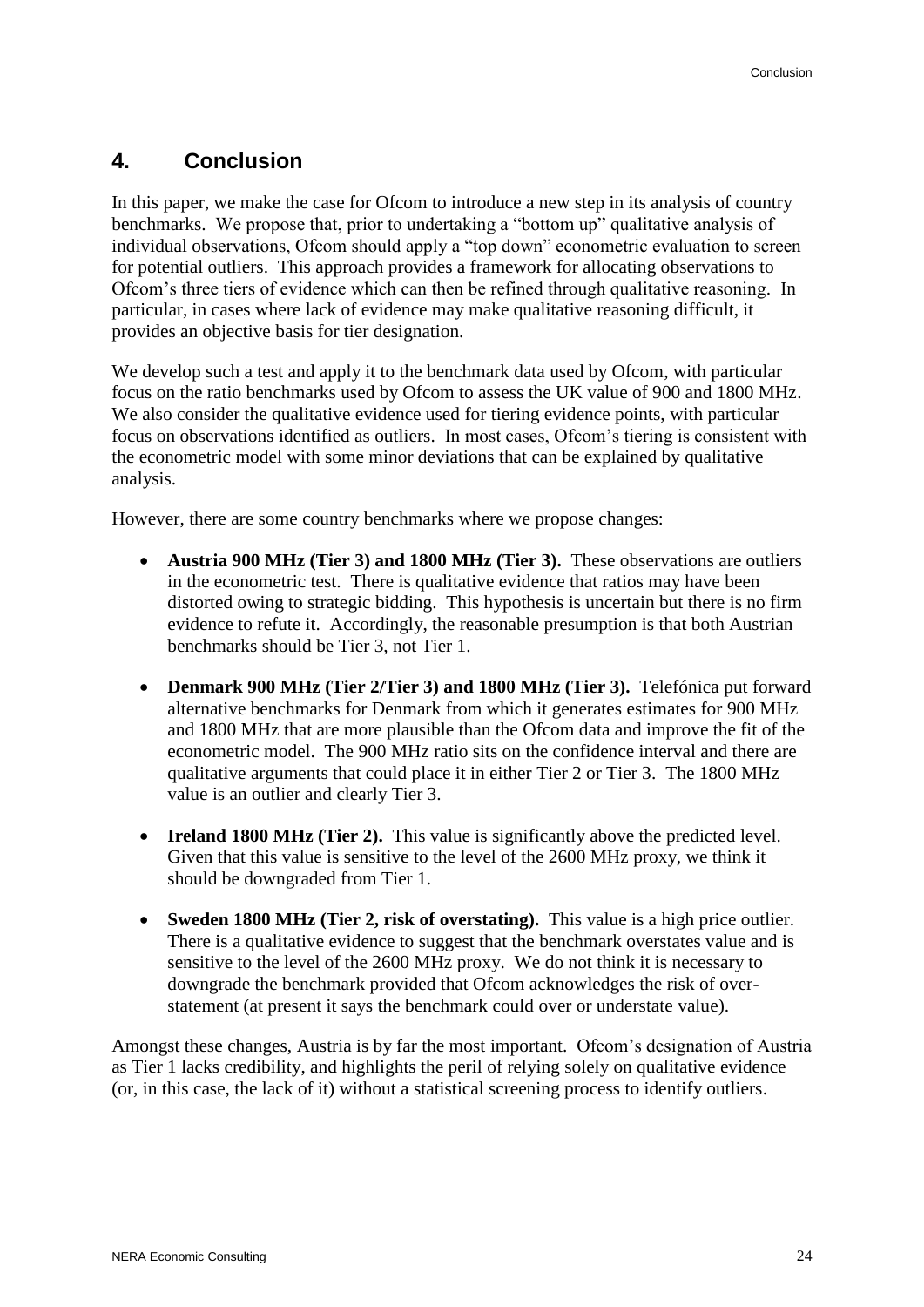## 4. Conclusion

In this paper, we make the case for Ofcom to introduce a new step in its analysis of country benchmarks. We propose that, prior to undertaking a "bottom up" qualitative analysis of individual observations, Ofcom should apply a "top down" econometric evaluation to screen for potential outliers. This approach provides a framework for allocating observations to Ofcom's three tiers of evidence which can then be refined through qualitative reasoning. In particular, in cases where lack of evidence may make qualitative reasoning difficult, it provides an objective basis for tier designation.

We develop such a test and apply it to the benchmark data used by Ofcom, with particular focus on the ratio benchmarks used by Ofcom to assess the UK value of 900 and 1800 MHz. We also consider the qualitative evidence used for tiering evidence points, with particular focus on observations identified as outliers. In most cases, Ofcom's tiering is consistent with the econometric model with some minor deviations that can be explained by qualitative analysis.

However, there are some country benchmarks where we propose changes:

- **Austria 900 MHz (Tier 3) and 1800 MHz (Tier 3).** These observations are outliers in the econometric test. There is qualitative evidence that ratios may have been distorted owing to strategic bidding. This hypothesis is uncertain but there is no firm evidence to refute it. Accordingly, the reasonable presumption is that both Austrian benchmarks should be Tier 3, not Tier 1.
- **Denmark 900 MHz (Tier 2/Tier 3) and 1800 MHz (Tier 3).** Telefónica put forward alternative benchmarks for Denmark from which it generates estimates for 900 MHz and 1800 MHz that are more plausible than the Ofcom data and improve the fit of the econometric model. The 900 MHz ratio sits on the confidence interval and there are qualitative arguments that could place it in either Tier 2 or Tier 3. The 1800 MHz value is an outlier and clearly Tier 3.
- **Ireland 1800 MHz (Tier 2).** This value is significantly above the predicted level. Given that this value is sensitive to the level of the 2600 MHz proxy, we think it should be downgraded from Tier 1.
- **Sweden 1800 MHz (Tier 2, risk of overstating).** This value is a high price outlier. There is a qualitative evidence to suggest that the benchmark overstates value and is sensitive to the level of the 2600 MHz proxy. We do not think it is necessary to downgrade the benchmark provided that Ofcom acknowledges the risk of over-statement (at present it says the benchmark could over or understate value).

Amongst these changes, Austria is by far the most important. Ofcom's designation of Austria as Tier 1 lacks credibility, and highlights the peril of relying solely on qualitative evidence (or, in this case, the lack of it) without a statistical screening process to identify outliers.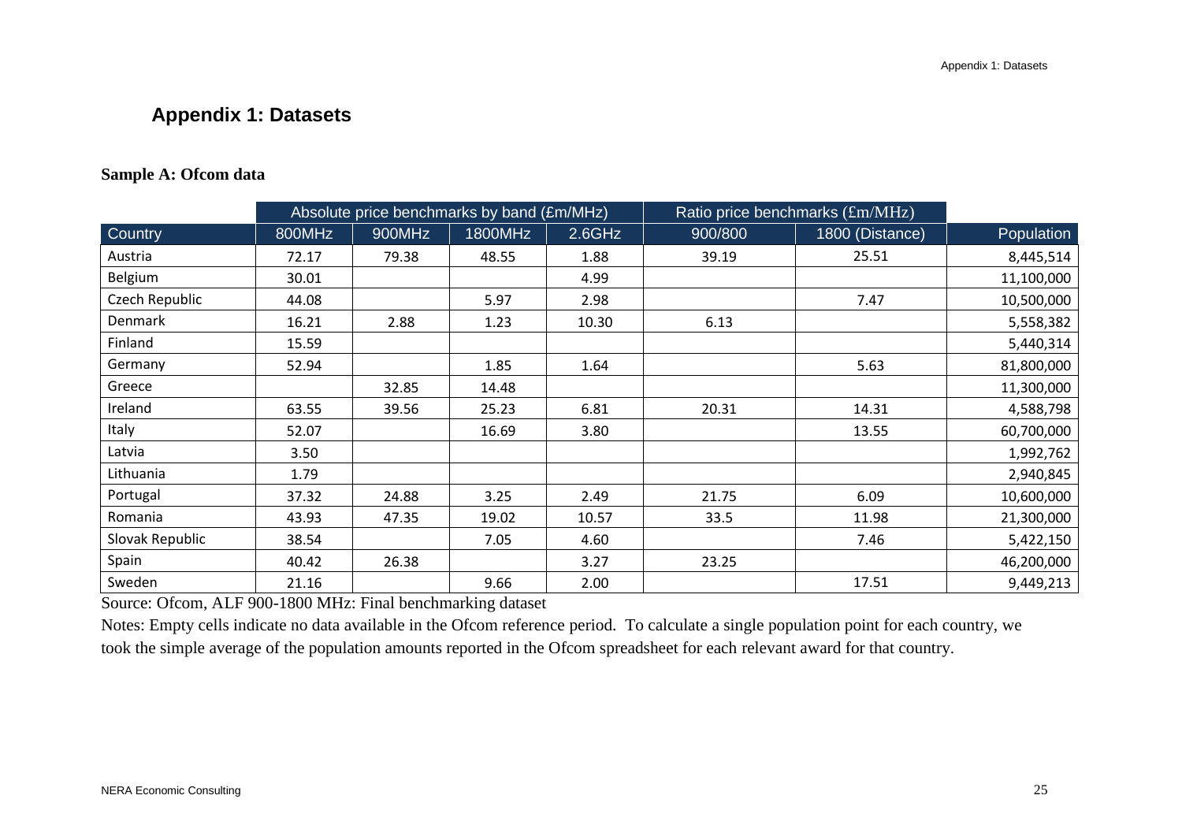# Appendix 1: Datasets

**Sample A: Ofcom data**

| | Absolute price benchmarks by band (£m/MHz) | | | | Ratio price benchmarks (£m/MHz) | | |
|---|---|---|---|---|---|---|---|
| Country | 800MHz | 900MHz | 1800MHz | 2.6GHz | 900/800 | 1800 (Distance) | Population |
| Austria | 72.17 | 79.38 | 48.55 | 1.88 | 39.19 | 25.51 | 8,445,514 |
| Belgium | 30.01 | | | 4.99 | | | 11,100,000 |
| Czech Republic | 44.08 | | 5.97 | 2.98 | | 7.47 | 10,500,000 |
| Denmark | 16.21 | 2.88 | 1.23 | 10.30 | 6.13 | | 5,558,382 |
| Finland | 15.59 | | | | | | 5,440,314 |
| Germany | 52.94 | | 1.85 | 1.64 | | 5.63 | 81,800,000 |
| Greece | | 32.85 | 14.48 | | | | 11,300,000 |
| Ireland | 63.55 | 39.56 | 25.23 | 6.81 | 20.31 | 14.31 | 4,588,798 |
| Italy | 52.07 | | 16.69 | 3.80 | | 13.55 | 60,700,000 |
| Latvia | 3.50 | | | | | | 1,992,762 |
| Lithuania | 1.79 | | | | | | 2,940,845 |
| Portugal | 37.32 | 24.88 | 3.25 | 2.49 | 21.75 | 6.09 | 10,600,000 |
| Romania | 43.93 | 47.35 | 19.02 | 10.57 | 33.5 | 11.98 | 21,300,000 |
| Slovak Republic | 38.54 | | 7.05 | 4.60 | | 7.46 | 5,422,150 |
| Spain | 40.42 | 26.38 | | 3.27 | 23.25 | | 46,200,000 |
| Sweden | 21.16 | | 9.66 | 2.00 | | 17.51 | 9,449,213 |

Source: Ofcom, ALF 900-1800 MHz: Final benchmarking dataset

Notes: Empty cells indicate no data available in the Ofcom reference period. To calculate a single population point for each country, we took the simple average of the population amounts reported in the Ofcom spreadsheet for each relevant award for that country.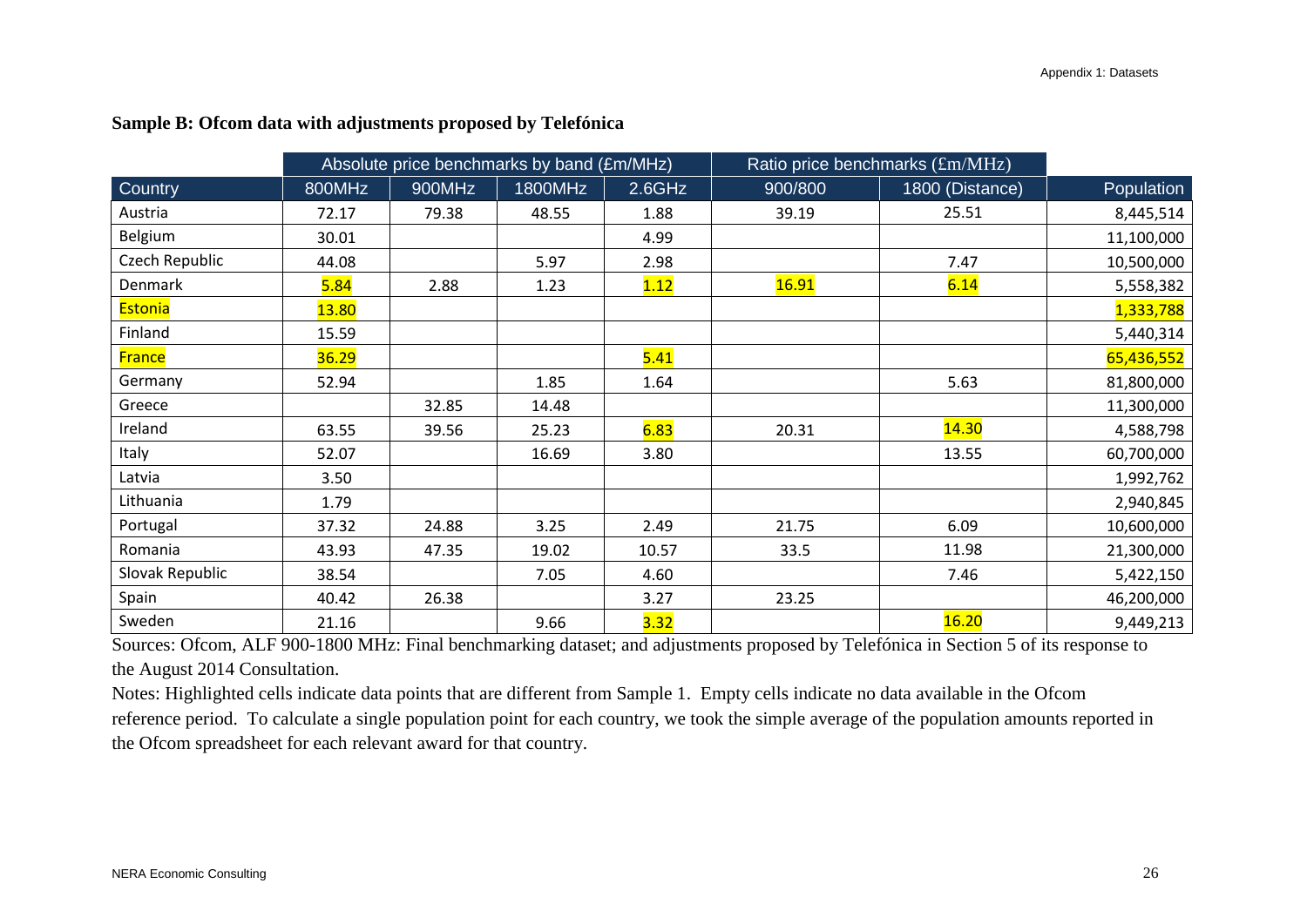**Sample B: Ofcom data with adjustments proposed by Telefónica**

| | Absolute price benchmarks by band (£m/MHz) | | | | Ratio price benchmarks (£m/MHz) | | |
|---|---|---|---|---|---|---|---|
| Country | 800MHz | 900MHz | 1800MHz | 2.6GHz | 900/800 | 1800 (Distance) | Population |
| Austria | 72.17 | 79.38 | 48.55 | 1.88 | 39.19 | 25.51 | 8,445,514 |
| Belgium | 30.01 | | | 4.99 | | | 11,100,000 |
| Czech Republic | 44.08 | | 5.97 | 2.98 | | 7.47 | 10,500,000 |
| Denmark | 5.84 | 2.88 | 1.23 | 1.12 | 16.91 | 6.14 | 5,558,382 |
| Estonia | 13.80 | | | | | | 1,333,788 |
| Finland | 15.59 | | | | | | 5,440,314 |
| France | 36.29 | | | 5.41 | | | 65,436,552 |
| Germany | 52.94 | | 1.85 | 1.64 | | 5.63 | 81,800,000 |
| Greece | | 32.85 | 14.48 | | | | 11,300,000 |
| Ireland | 63.55 | 39.56 | 25.23 | 6.83 | 20.31 | 14.30 | 4,588,798 |
| Italy | 52.07 | | 16.69 | 3.80 | | 13.55 | 60,700,000 |
| Latvia | 3.50 | | | | | | 1,992,762 |
| Lithuania | 1.79 | | | | | | 2,940,845 |
| Portugal | 37.32 | 24.88 | 3.25 | 2.49 | 21.75 | 6.09 | 10,600,000 |
| Romania | 43.93 | 47.35 | 19.02 | 10.57 | 33.5 | 11.98 | 21,300,000 |
| Slovak Republic | 38.54 | | 7.05 | 4.60 | | 7.46 | 5,422,150 |
| Spain | 40.42 | 26.38 | | 3.27 | 23.25 | | 46,200,000 |
| Sweden | 21.16 | | 9.66 | 3.32 | | 16.20 | 9,449,213 |

Sources: Ofcom, ALF 900-1800 MHz: Final benchmarking dataset; and adjustments proposed by Telefónica in Section 5 of its response to the August 2014 Consultation.

Notes: Highlighted cells indicate data points that are different from Sample 1. Empty cells indicate no data available in the Ofcom reference period. To calculate a single population point for each country, we took the simple average of the population amounts reported in the Ofcom spreadsheet for each relevant award for that country.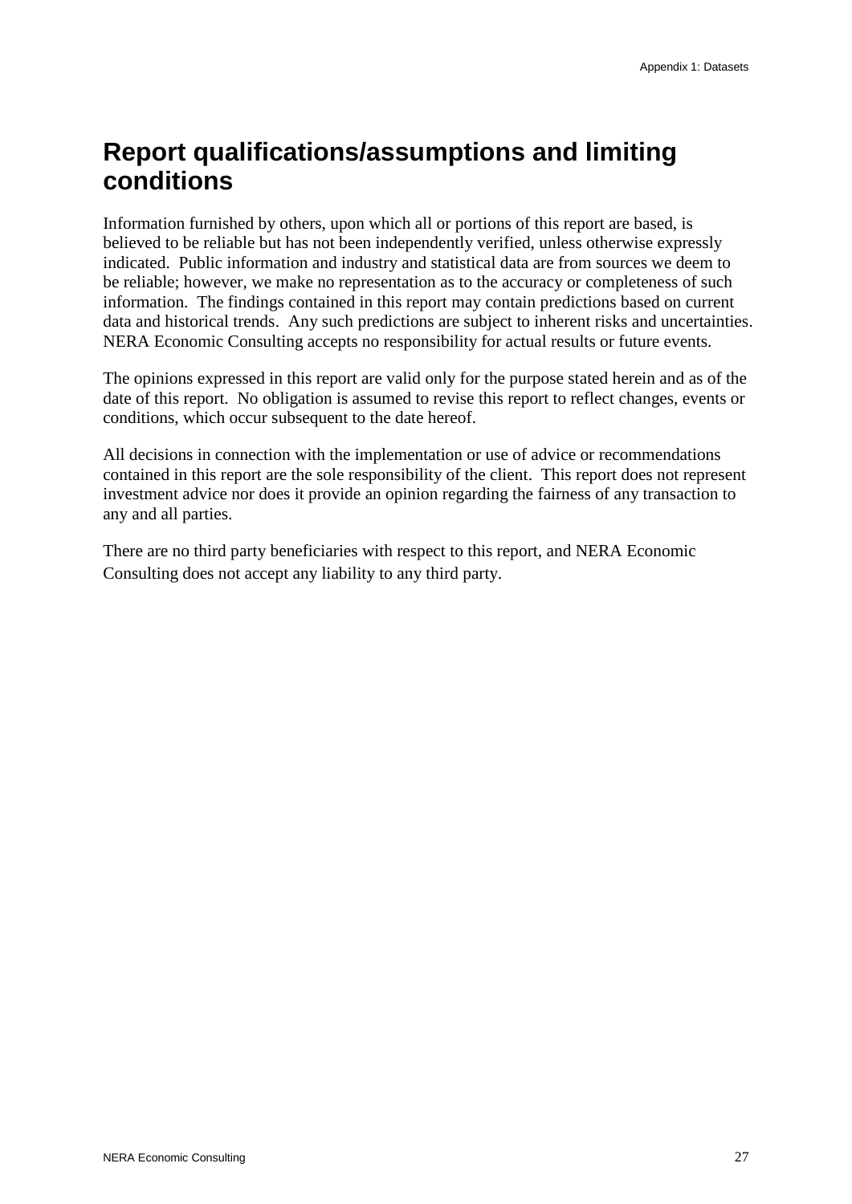# Report qualifications/assumptions and limiting conditions

Information furnished by others, upon which all or portions of this report are based, is believed to be reliable but has not been independently verified, unless otherwise expressly indicated. Public information and industry and statistical data are from sources we deem to be reliable; however, we make no representation as to the accuracy or completeness of such information. The findings contained in this report may contain predictions based on current data and historical trends. Any such predictions are subject to inherent risks and uncertainties. NERA Economic Consulting accepts no responsibility for actual results or future events.

The opinions expressed in this report are valid only for the purpose stated herein and as of the date of this report. No obligation is assumed to revise this report to reflect changes, events or conditions, which occur subsequent to the date hereof.

All decisions in connection with the implementation or use of advice or recommendations contained in this report are the sole responsibility of the client. This report does not represent investment advice nor does it provide an opinion regarding the fairness of any transaction to any and all parties.

There are no third party beneficiaries with respect to this report, and NERA Economic Consulting does not accept any liability to any third party.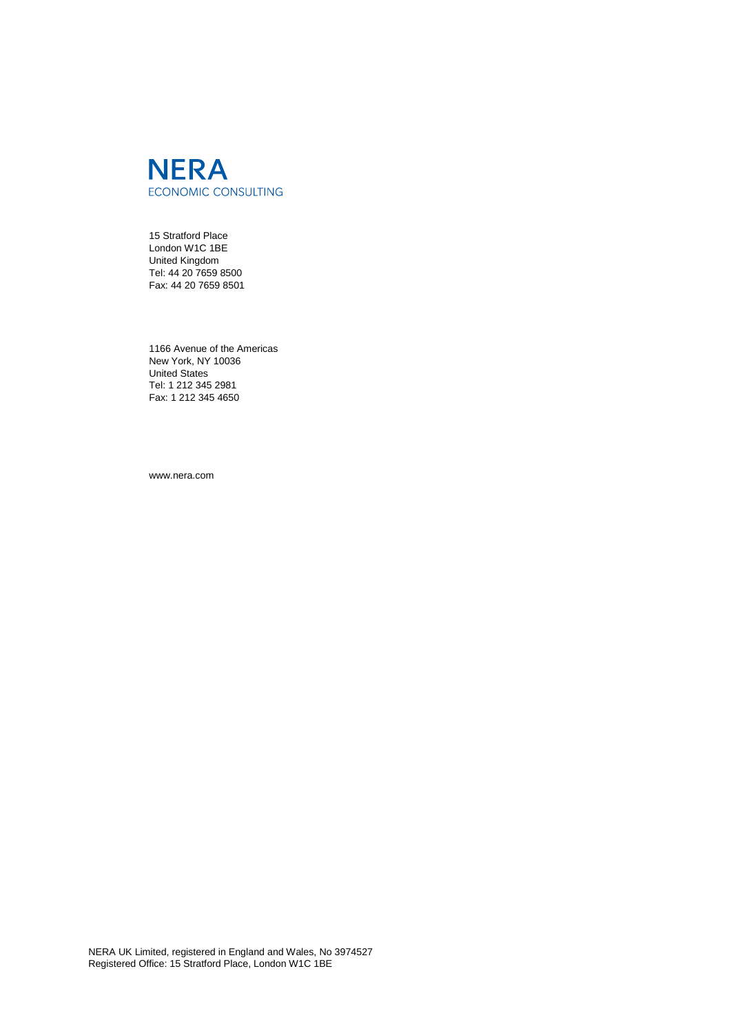**NERA**
ECONOMIC CONSULTING

15 Stratford Place
London W1C 1BE
United Kingdom
Tel: 44 20 7659 8500
Fax: 44 20 7659 8501

1166 Avenue of the Americas
New York, NY 10036
United States
Tel: 1 212 345 2981
Fax: 1 212 345 4650

www.nera.com

NERA UK Limited, registered in England and Wales, No 3974527
Registered Office: 15 Stratford Place, London W1C 1BE